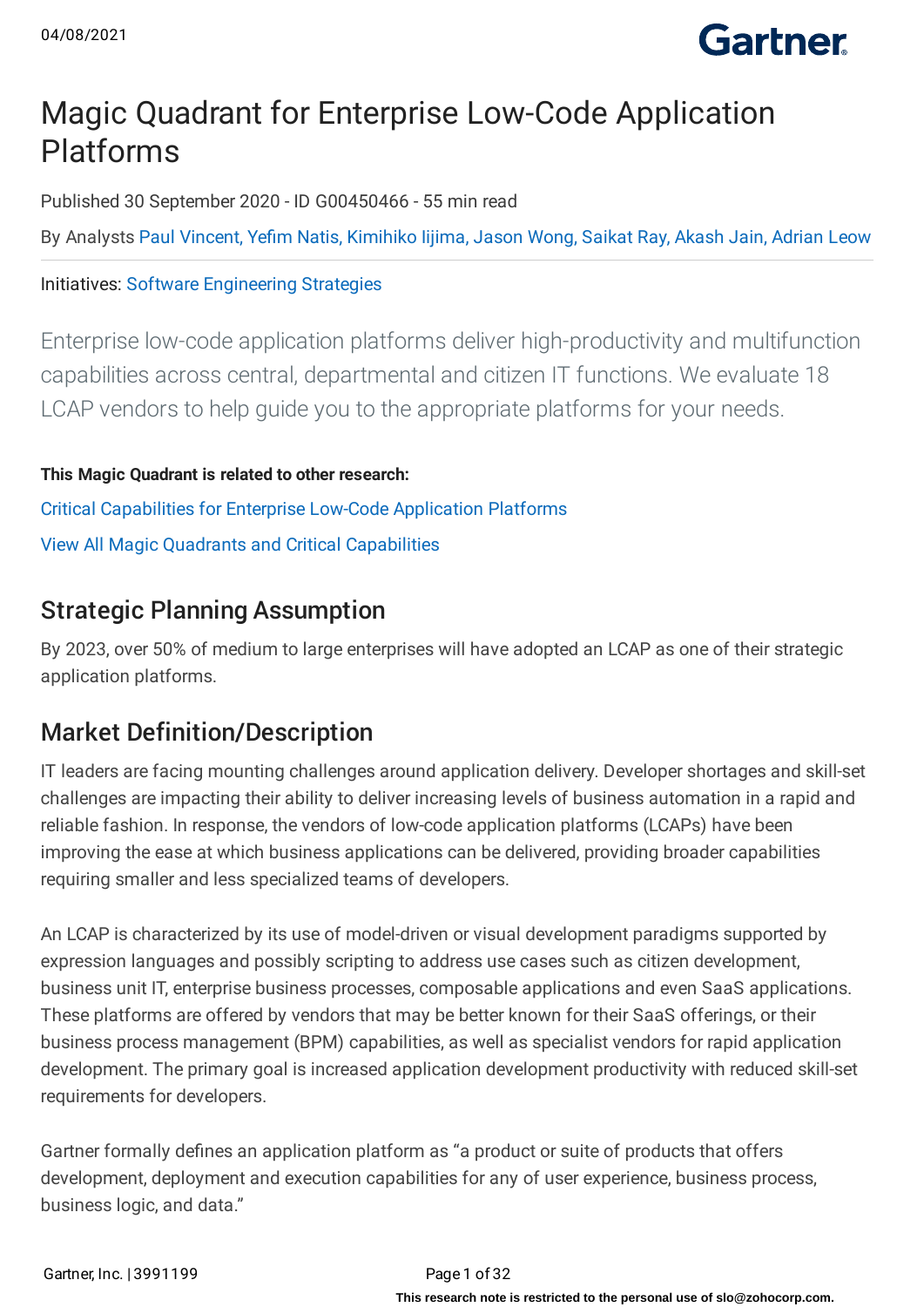# Magic Quadrant for Enterprise Low-Code Application Platforms

Published 30 September 2020 - ID G00450466 - 55 min read

By Analysts Paul Vincent, Yefim Natis, Kimihiko Iijima, Jason Wong, Saikat Ray, Akash Jain, Adrian Leow

Initiatives: Software Engineering Strategies

Enterprise low-code application platforms deliver high-productivity and multifunction capabilities across central, departmental and citizen IT functions. We evaluate 18 LCAP vendors to help guide you to the appropriate platforms for your needs.

**This Magic Quadrant is related to other research:**

Critical Capabilities for Enterprise Low-Code Application Platforms

View All Magic Quadrants and Critical Capabilities

## Strategic Planning Assumption

By 2023, over 50% of medium to large enterprises will have adopted an LCAP as one of their strategic application platforms.

## Market Definition/Description

IT leaders are facing mounting challenges around application delivery. Developer shortages and skill-set challenges are impacting their ability to deliver increasing levels of business automation in a rapid and reliable fashion. In response, the vendors of low-code application platforms (LCAPs) have been improving the ease at which business applications can be delivered, providing broader capabilities requiring smaller and less specialized teams of developers.

An LCAP is characterized by its use of model-driven or visual development paradigms supported by expression languages and possibly scripting to address use cases such as citizen development, business unit IT, enterprise business processes, composable applications and even SaaS applications. These platforms are offered by vendors that may be better known for their SaaS offerings, or their business process management (BPM) capabilities, as well as specialist vendors for rapid application development. The primary goal is increased application development productivity with reduced skill-set requirements for developers.

Gartner formally defines an application platform as "a product or suite of products that offers development, deployment and execution capabilities for any of user experience, business process, business logic, and data."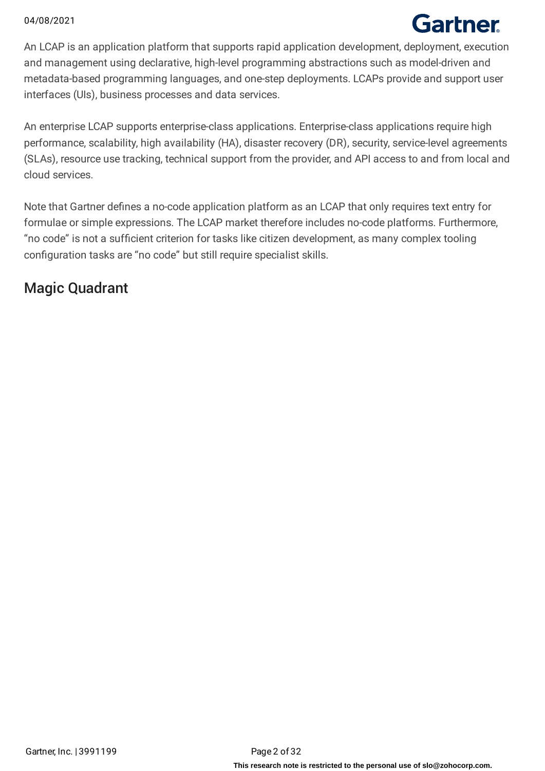An LCAP is an application platform that supports rapid application development, deployment, execution and management using declarative, high-level programming abstractions such as model-driven and metadata-based programming languages, and one-step deployments. LCAPs provide and support user interfaces (UIs), business processes and data services.

An enterprise LCAP supports enterprise-class applications. Enterprise-class applications require high performance, scalability, high availability (HA), disaster recovery (DR), security, service-level agreements (SLAs), resource use tracking, technical support from the provider, and API access to and from local and cloud services.

Note that Gartner defines a no-code application platform as an LCAP that only requires text entry for formulae or simple expressions. The LCAP market therefore includes no-code platforms. Furthermore, “no code” is not a sufficient criterion for tasks like citizen development, as many complex tooling configuration tasks are “no code” but still require specialist skills.

## Magic Quadrant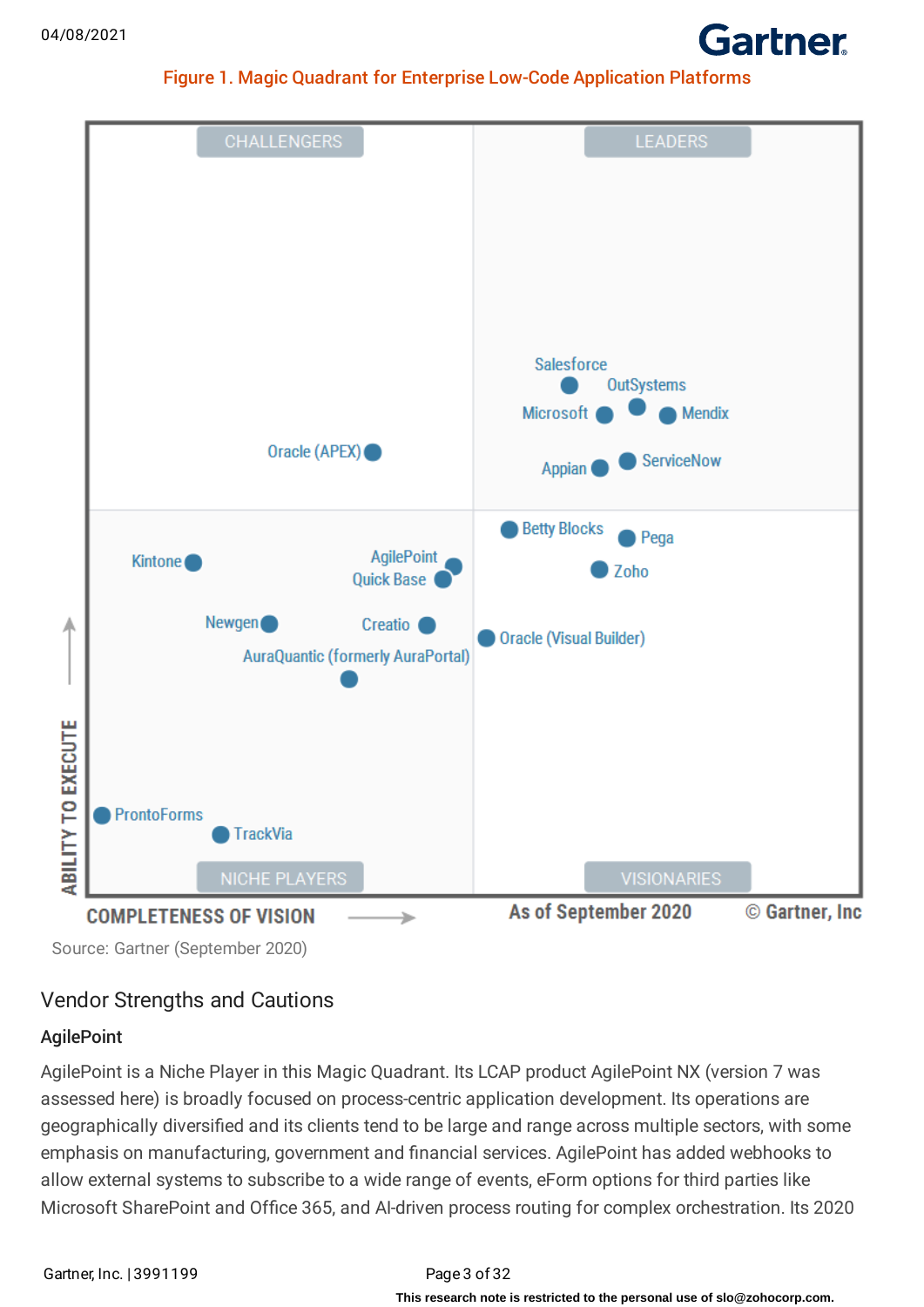Figure 1. Magic Quadrant for Enterprise Low-Code Application Platforms

Source: Gartner (September 2020)

## Vendor Strengths and Cautions

### AgilePoint

AgilePoint is a Niche Player in this Magic Quadrant. Its LCAP product AgilePoint NX (version 7 was assessed here) is broadly focused on process-centric application development. Its operations are geographically diversified and its clients tend to be large and range across multiple sectors, with some emphasis on manufacturing, government and financial services. AgilePoint has added webhooks to allow external systems to subscribe to a wide range of events, eForm options for third parties like Microsoft SharePoint and Office 365, and AI-driven process routing for complex orchestration. Its 2020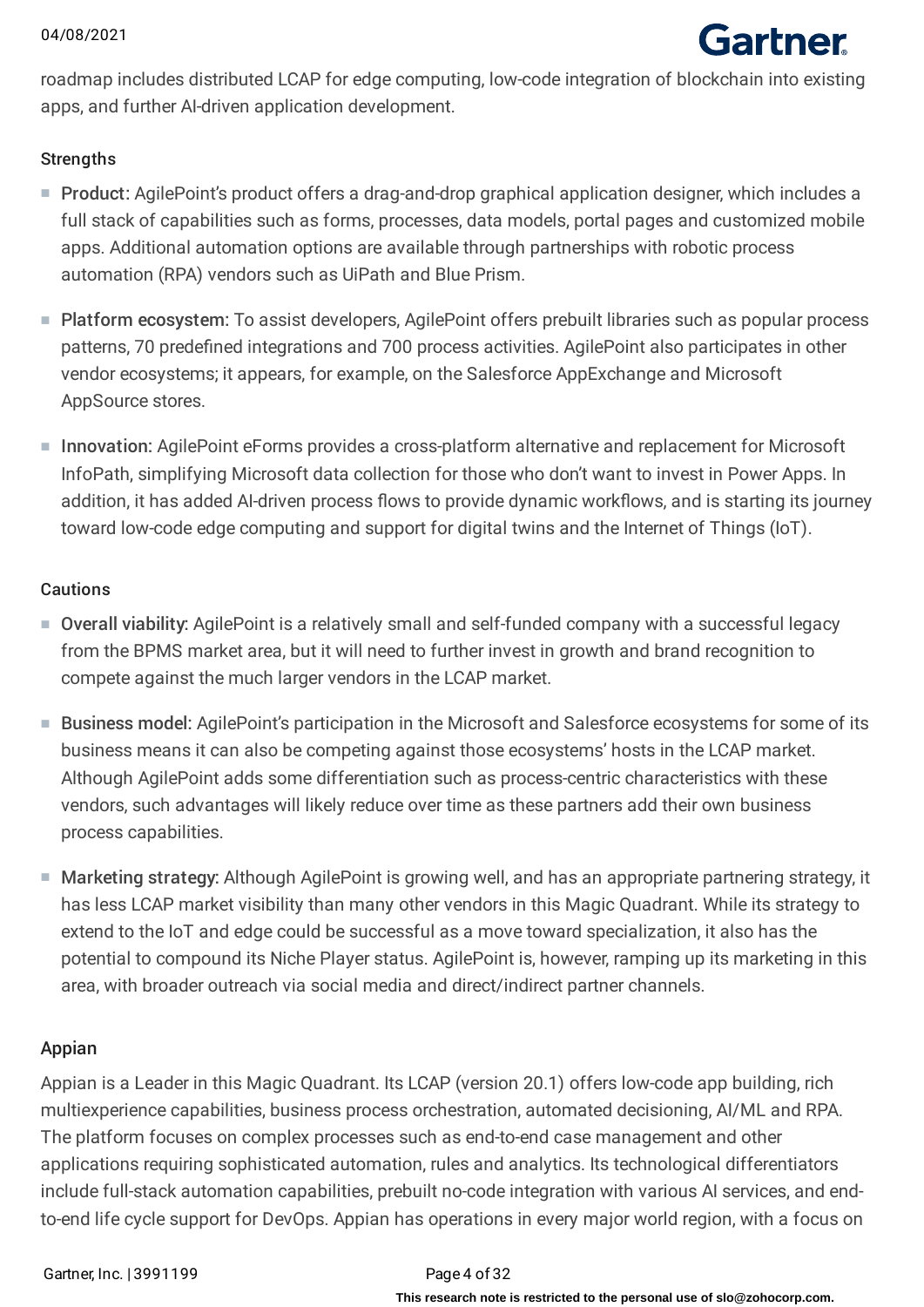roadmap includes distributed LCAP for edge computing, low-code integration of blockchain into existing apps, and further AI-driven application development.

### Strengths

- **Product:** AgilePoint's product offers a drag-and-drop graphical application designer, which includes a full stack of capabilities such as forms, processes, data models, portal pages and customized mobile apps. Additional automation options are available through partnerships with robotic process automation (RPA) vendors such as UiPath and Blue Prism.
- **Platform ecosystem:** To assist developers, AgilePoint offers prebuilt libraries such as popular process patterns, 70 predefined integrations and 700 process activities. AgilePoint also participates in other vendor ecosystems; it appears, for example, on the Salesforce AppExchange and Microsoft AppSource stores.
- **Innovation:** AgilePoint eForms provides a cross-platform alternative and replacement for Microsoft InfoPath, simplifying Microsoft data collection for those who don't want to invest in Power Apps. In addition, it has added AI-driven process flows to provide dynamic workflows, and is starting its journey toward low-code edge computing and support for digital twins and the Internet of Things (IoT).

### Cautions

- **Overall viability:** AgilePoint is a relatively small and self-funded company with a successful legacy from the BPMS market area, but it will need to further invest in growth and brand recognition to compete against the much larger vendors in the LCAP market.
- **Business model:** AgilePoint's participation in the Microsoft and Salesforce ecosystems for some of its business means it can also be competing against those ecosystems' hosts in the LCAP market. Although AgilePoint adds some differentiation such as process-centric characteristics with these vendors, such advantages will likely reduce over time as these partners add their own business process capabilities.
- **Marketing strategy:** Although AgilePoint is growing well, and has an appropriate partnering strategy, it has less LCAP market visibility than many other vendors in this Magic Quadrant. While its strategy to extend to the IoT and edge could be successful as a move toward specialization, it also has the potential to compound its Niche Player status. AgilePoint is, however, ramping up its marketing in this area, with broader outreach via social media and direct/indirect partner channels.

## Appian

Appian is a Leader in this Magic Quadrant. Its LCAP (version 20.1) offers low-code app building, rich multiexperience capabilities, business process orchestration, automated decisioning, AI/ML and RPA. The platform focuses on complex processes such as end-to-end case management and other applications requiring sophisticated automation, rules and analytics. Its technological differentiators include full-stack automation capabilities, prebuilt no-code integration with various AI services, and end-to-end life cycle support for DevOps. Appian has operations in every major world region, with a focus on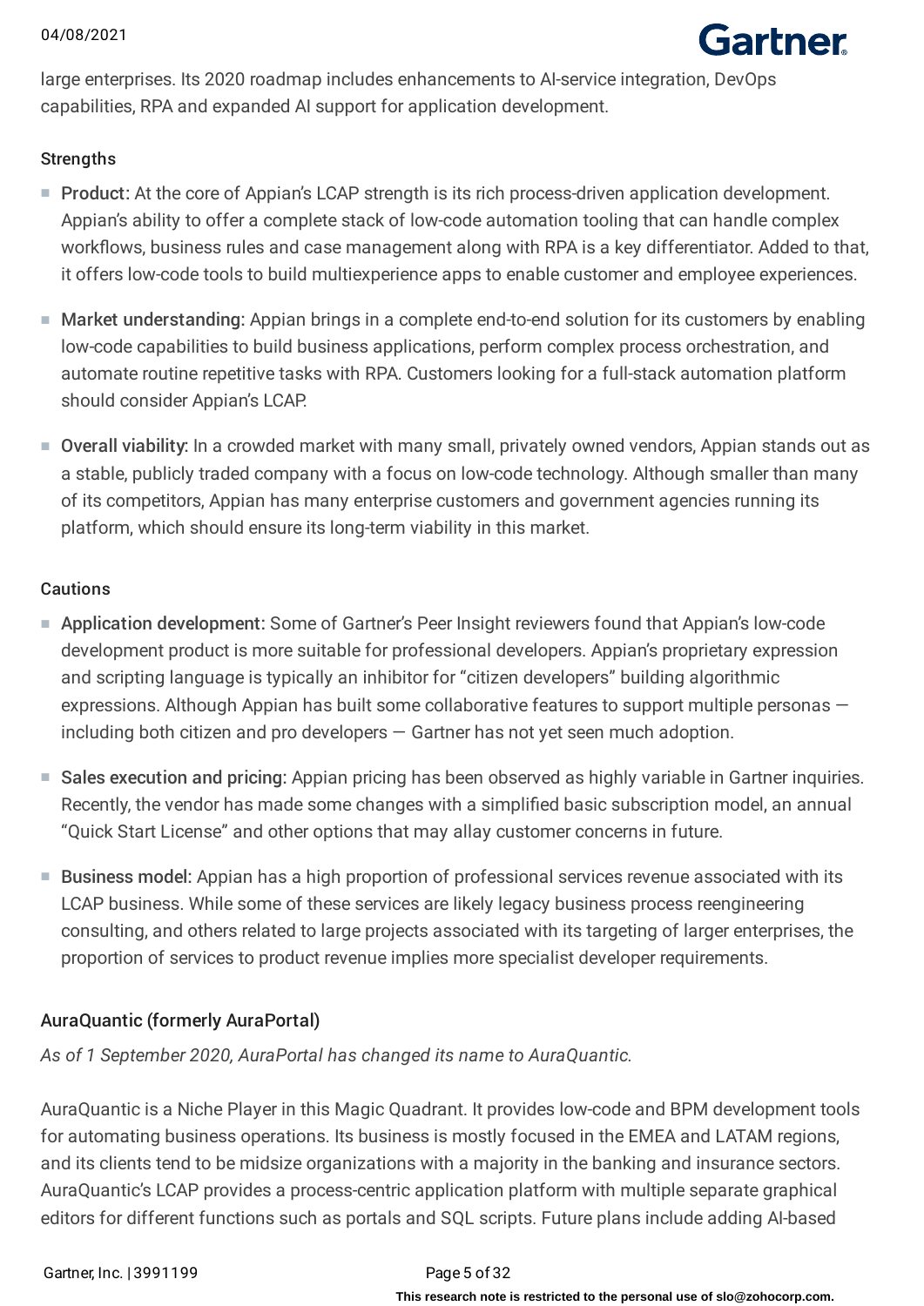large enterprises. Its 2020 roadmap includes enhancements to AI-service integration, DevOps capabilities, RPA and expanded AI support for application development.

### Strengths

- **Product:** At the core of Appian's LCAP strength is its rich process-driven application development. Appian's ability to offer a complete stack of low-code automation tooling that can handle complex workflows, business rules and case management along with RPA is a key differentiator. Added to that, it offers low-code tools to build multiexperience apps to enable customer and employee experiences.
- **Market understanding:** Appian brings in a complete end-to-end solution for its customers by enabling low-code capabilities to build business applications, perform complex process orchestration, and automate routine repetitive tasks with RPA. Customers looking for a full-stack automation platform should consider Appian's LCAP.
- **Overall viability:** In a crowded market with many small, privately owned vendors, Appian stands out as a stable, publicly traded company with a focus on low-code technology. Although smaller than many of its competitors, Appian has many enterprise customers and government agencies running its platform, which should ensure its long-term viability in this market.

### Cautions

- **Application development:** Some of Gartner's Peer Insight reviewers found that Appian's low-code development product is more suitable for professional developers. Appian's proprietary expression and scripting language is typically an inhibitor for "citizen developers" building algorithmic expressions. Although Appian has built some collaborative features to support multiple personas — including both citizen and pro developers — Gartner has not yet seen much adoption.
- **Sales execution and pricing:** Appian pricing has been observed as highly variable in Gartner inquiries. Recently, the vendor has made some changes with a simplified basic subscription model, an annual "Quick Start License" and other options that may allay customer concerns in future.
- **Business model:** Appian has a high proportion of professional services revenue associated with its LCAP business. While some of these services are likely legacy business process reengineering consulting, and others related to large projects associated with its targeting of larger enterprises, the proportion of services to product revenue implies more specialist developer requirements.

## AuraQuantic (formerly AuraPortal)

*As of 1 September 2020, AuraPortal has changed its name to AuraQuantic.*

AuraQuantic is a Niche Player in this Magic Quadrant. It provides low-code and BPM development tools for automating business operations. Its business is mostly focused in the EMEA and LATAM regions, and its clients tend to be midsize organizations with a majority in the banking and insurance sectors. AuraQuantic's LCAP provides a process-centric application platform with multiple separate graphical editors for different functions such as portals and SQL scripts. Future plans include adding AI-based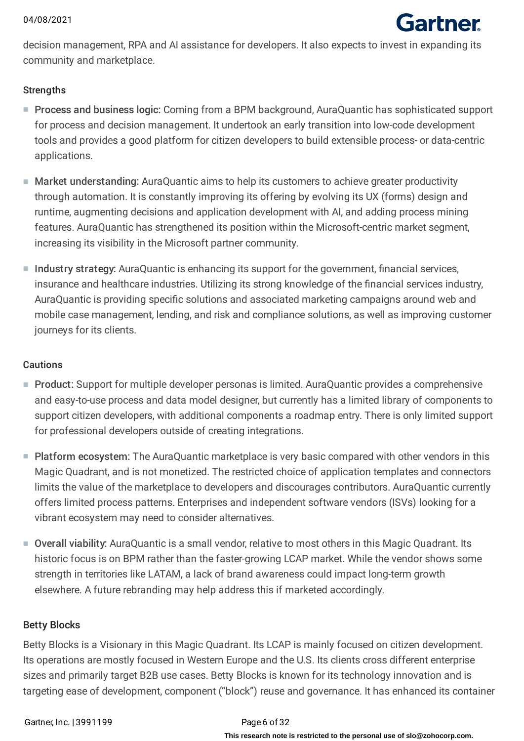decision management, RPA and AI assistance for developers. It also expects to invest in expanding its community and marketplace.

Strengths

- Process and business logic: Coming from a BPM background, AuraQuantic has sophisticated support for process and decision management. It undertook an early transition into low-code development tools and provides a good platform for citizen developers to build extensible process- or data-centric applications.
- Market understanding: AuraQuantic aims to help its customers to achieve greater productivity through automation. It is constantly improving its offering by evolving its UX (forms) design and runtime, augmenting decisions and application development with AI, and adding process mining features. AuraQuantic has strengthened its position within the Microsoft-centric market segment, increasing its visibility in the Microsoft partner community.
- Industry strategy: AuraQuantic is enhancing its support for the government, financial services, insurance and healthcare industries. Utilizing its strong knowledge of the financial services industry, AuraQuantic is providing specific solutions and associated marketing campaigns around web and mobile case management, lending, and risk and compliance solutions, as well as improving customer journeys for its clients.

Cautions

- Product: Support for multiple developer personas is limited. AuraQuantic provides a comprehensive and easy-to-use process and data model designer, but currently has a limited library of components to support citizen developers, with additional components a roadmap entry. There is only limited support for professional developers outside of creating integrations.
- Platform ecosystem: The AuraQuantic marketplace is very basic compared with other vendors in this Magic Quadrant, and is not monetized. The restricted choice of application templates and connectors limits the value of the marketplace to developers and discourages contributors. AuraQuantic currently offers limited process patterns. Enterprises and independent software vendors (ISVs) looking for a vibrant ecosystem may need to consider alternatives.
- Overall viability: AuraQuantic is a small vendor, relative to most others in this Magic Quadrant. Its historic focus is on BPM rather than the faster-growing LCAP market. While the vendor shows some strength in territories like LATAM, a lack of brand awareness could impact long-term growth elsewhere. A future rebranding may help address this if marketed accordingly.

### Betty Blocks

Betty Blocks is a Visionary in this Magic Quadrant. Its LCAP is mainly focused on citizen development. Its operations are mostly focused in Western Europe and the U.S. Its clients cross different enterprise sizes and primarily target B2B use cases. Betty Blocks is known for its technology innovation and is targeting ease of development, component ("block") reuse and governance. It has enhanced its container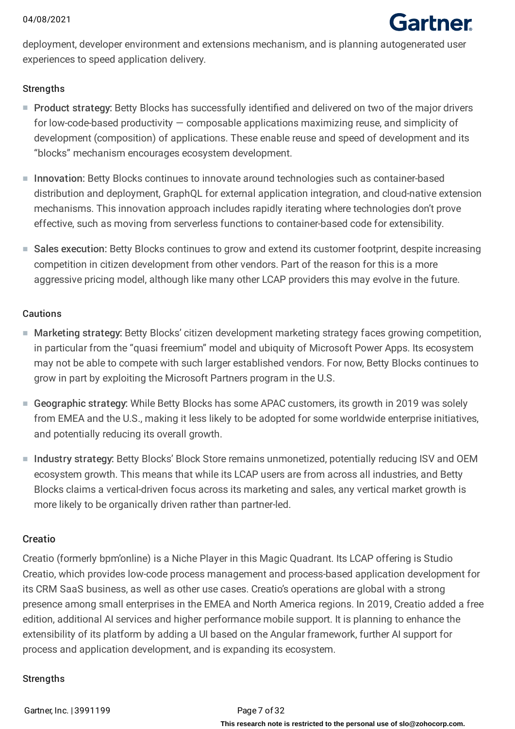deployment, developer environment and extensions mechanism, and is planning autogenerated user experiences to speed application delivery.

### Strengths

- Product strategy: Betty Blocks has successfully identified and delivered on two of the major drivers for low-code-based productivity — composable applications maximizing reuse, and simplicity of development (composition) of applications. These enable reuse and speed of development and its "blocks" mechanism encourages ecosystem development.
- Innovation: Betty Blocks continues to innovate around technologies such as container-based distribution and deployment, GraphQL for external application integration, and cloud-native extension mechanisms. This innovation approach includes rapidly iterating where technologies don't prove effective, such as moving from serverless functions to container-based code for extensibility.
- Sales execution: Betty Blocks continues to grow and extend its customer footprint, despite increasing competition in citizen development from other vendors. Part of the reason for this is a more aggressive pricing model, although like many other LCAP providers this may evolve in the future.

### Cautions

- Marketing strategy: Betty Blocks' citizen development marketing strategy faces growing competition, in particular from the "quasi freemium" model and ubiquity of Microsoft Power Apps. Its ecosystem may not be able to compete with such larger established vendors. For now, Betty Blocks continues to grow in part by exploiting the Microsoft Partners program in the U.S.
- Geographic strategy: While Betty Blocks has some APAC customers, its growth in 2019 was solely from EMEA and the U.S., making it less likely to be adopted for some worldwide enterprise initiatives, and potentially reducing its overall growth.
- Industry strategy: Betty Blocks' Block Store remains unmonetized, potentially reducing ISV and OEM ecosystem growth. This means that while its LCAP users are from across all industries, and Betty Blocks claims a vertical-driven focus across its marketing and sales, any vertical market growth is more likely to be organically driven rather than partner-led.

## Creatio

Creatio (formerly bpm'online) is a Niche Player in this Magic Quadrant. Its LCAP offering is Studio Creatio, which provides low-code process management and process-based application development for its CRM SaaS business, as well as other use cases. Creatio's operations are global with a strong presence among small enterprises in the EMEA and North America regions. In 2019, Creatio added a free edition, additional AI services and higher performance mobile support. It is planning to enhance the extensibility of its platform by adding a UI based on the Angular framework, further AI support for process and application development, and is expanding its ecosystem.

### Strengths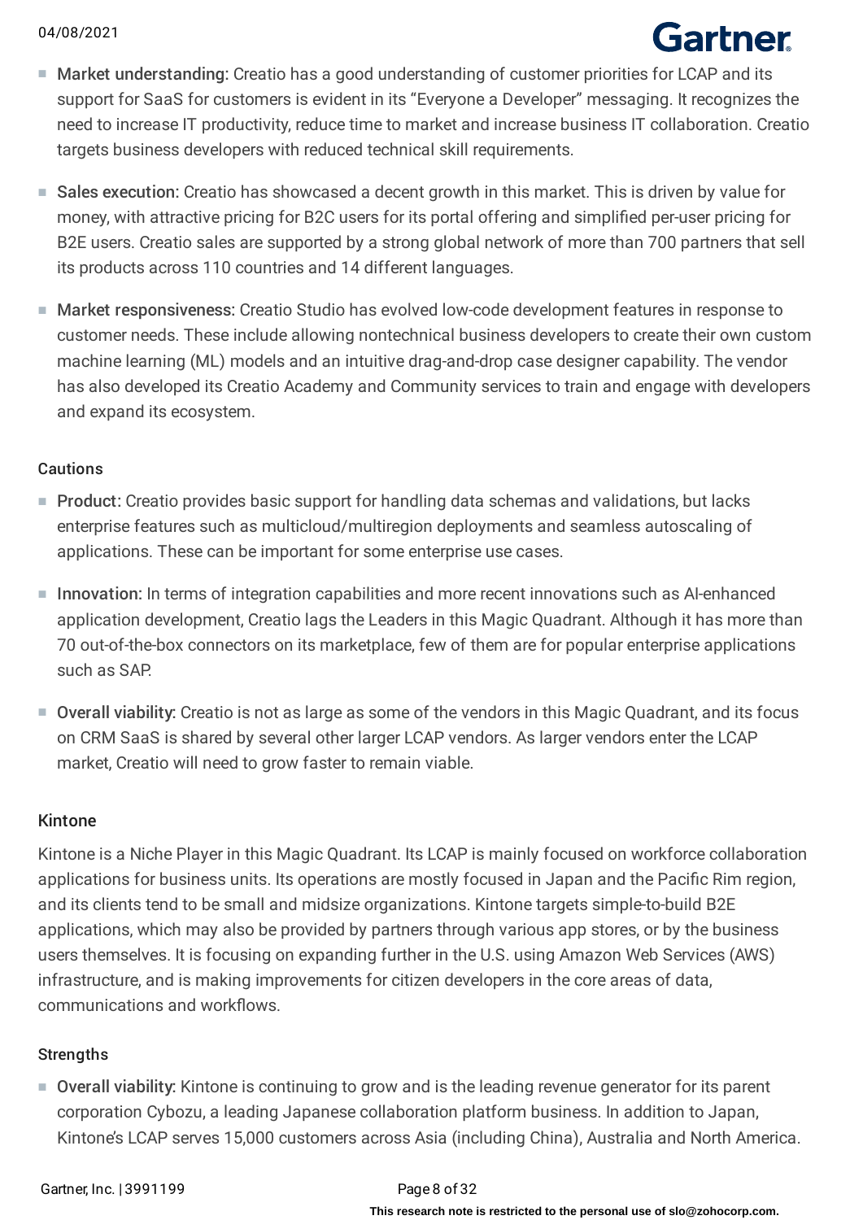- **Market understanding:** Creatio has a good understanding of customer priorities for LCAP and its support for SaaS for customers is evident in its "Everyone a Developer" messaging. It recognizes the need to increase IT productivity, reduce time to market and increase business IT collaboration. Creatio targets business developers with reduced technical skill requirements.

- **Sales execution:** Creatio has showcased a decent growth in this market. This is driven by value for money, with attractive pricing for B2C users for its portal offering and simplified per-user pricing for B2E users. Creatio sales are supported by a strong global network of more than 700 partners that sell its products across 110 countries and 14 different languages.

- **Market responsiveness:** Creatio Studio has evolved low-code development features in response to customer needs. These include allowing nontechnical business developers to create their own custom machine learning (ML) models and an intuitive drag-and-drop case designer capability. The vendor has also developed its Creatio Academy and Community services to train and engage with developers and expand its ecosystem.

#### Cautions

- **Product:** Creatio provides basic support for handling data schemas and validations, but lacks enterprise features such as multicloud/multiregion deployments and seamless autoscaling of applications. These can be important for some enterprise use cases.

- **Innovation:** In terms of integration capabilities and more recent innovations such as AI-enhanced application development, Creatio lags the Leaders in this Magic Quadrant. Although it has more than 70 out-of-the-box connectors on its marketplace, few of them are for popular enterprise applications such as SAP.

- **Overall viability:** Creatio is not as large as some of the vendors in this Magic Quadrant, and its focus on CRM SaaS is shared by several other larger LCAP vendors. As larger vendors enter the LCAP market, Creatio will need to grow faster to remain viable.

### Kintone

Kintone is a Niche Player in this Magic Quadrant. Its LCAP is mainly focused on workforce collaboration applications for business units. Its operations are mostly focused in Japan and the Pacific Rim region, and its clients tend to be small and midsize organizations. Kintone targets simple-to-build B2E applications, which may also be provided by partners through various app stores, or by the business users themselves. It is focusing on expanding further in the U.S. using Amazon Web Services (AWS) infrastructure, and is making improvements for citizen developers in the core areas of data, communications and workflows.

#### Strengths

- **Overall viability:** Kintone is continuing to grow and is the leading revenue generator for its parent corporation Cybozu, a leading Japanese collaboration platform business. In addition to Japan, Kintone's LCAP serves 15,000 customers across Asia (including China), Australia and North America.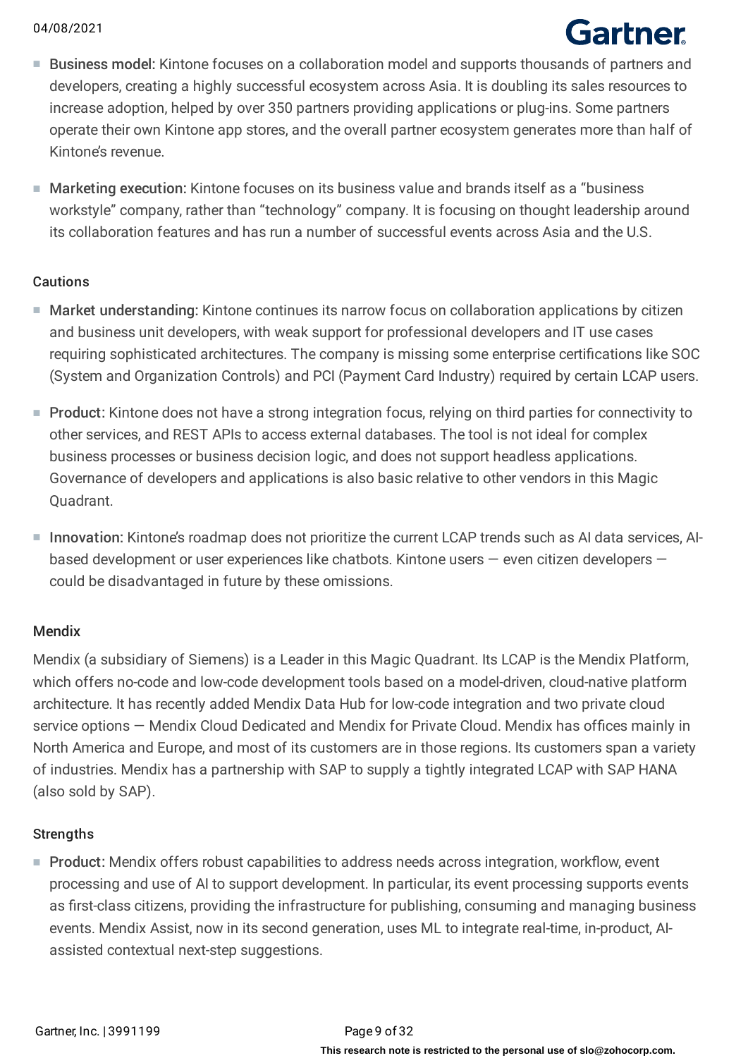- **Business model:** Kintone focuses on a collaboration model and supports thousands of partners and developers, creating a highly successful ecosystem across Asia. It is doubling its sales resources to increase adoption, helped by over 350 partners providing applications or plug-ins. Some partners operate their own Kintone app stores, and the overall partner ecosystem generates more than half of Kintone's revenue.
- **Marketing execution:** Kintone focuses on its business value and brands itself as a "business workstyle" company, rather than "technology" company. It is focusing on thought leadership around its collaboration features and has run a number of successful events across Asia and the U.S.

#### Cautions

- **Market understanding:** Kintone continues its narrow focus on collaboration applications by citizen and business unit developers, with weak support for professional developers and IT use cases requiring sophisticated architectures. The company is missing some enterprise certifications like SOC (System and Organization Controls) and PCI (Payment Card Industry) required by certain LCAP users.
- **Product:** Kintone does not have a strong integration focus, relying on third parties for connectivity to other services, and REST APIs to access external databases. The tool is not ideal for complex business processes or business decision logic, and does not support headless applications. Governance of developers and applications is also basic relative to other vendors in this Magic Quadrant.
- **Innovation:** Kintone's roadmap does not prioritize the current LCAP trends such as AI data services, AI-based development or user experiences like chatbots. Kintone users — even citizen developers — could be disadvantaged in future by these omissions.

### Mendix

Mendix (a subsidiary of Siemens) is a Leader in this Magic Quadrant. Its LCAP is the Mendix Platform, which offers no-code and low-code development tools based on a model-driven, cloud-native platform architecture. It has recently added Mendix Data Hub for low-code integration and two private cloud service options — Mendix Cloud Dedicated and Mendix for Private Cloud. Mendix has offices mainly in North America and Europe, and most of its customers are in those regions. Its customers span a variety of industries. Mendix has a partnership with SAP to supply a tightly integrated LCAP with SAP HANA (also sold by SAP).

#### Strengths

- **Product:** Mendix offers robust capabilities to address needs across integration, workflow, event processing and use of AI to support development. In particular, its event processing supports events as first-class citizens, providing the infrastructure for publishing, consuming and managing business events. Mendix Assist, now in its second generation, uses ML to integrate real-time, in-product, AI-assisted contextual next-step suggestions.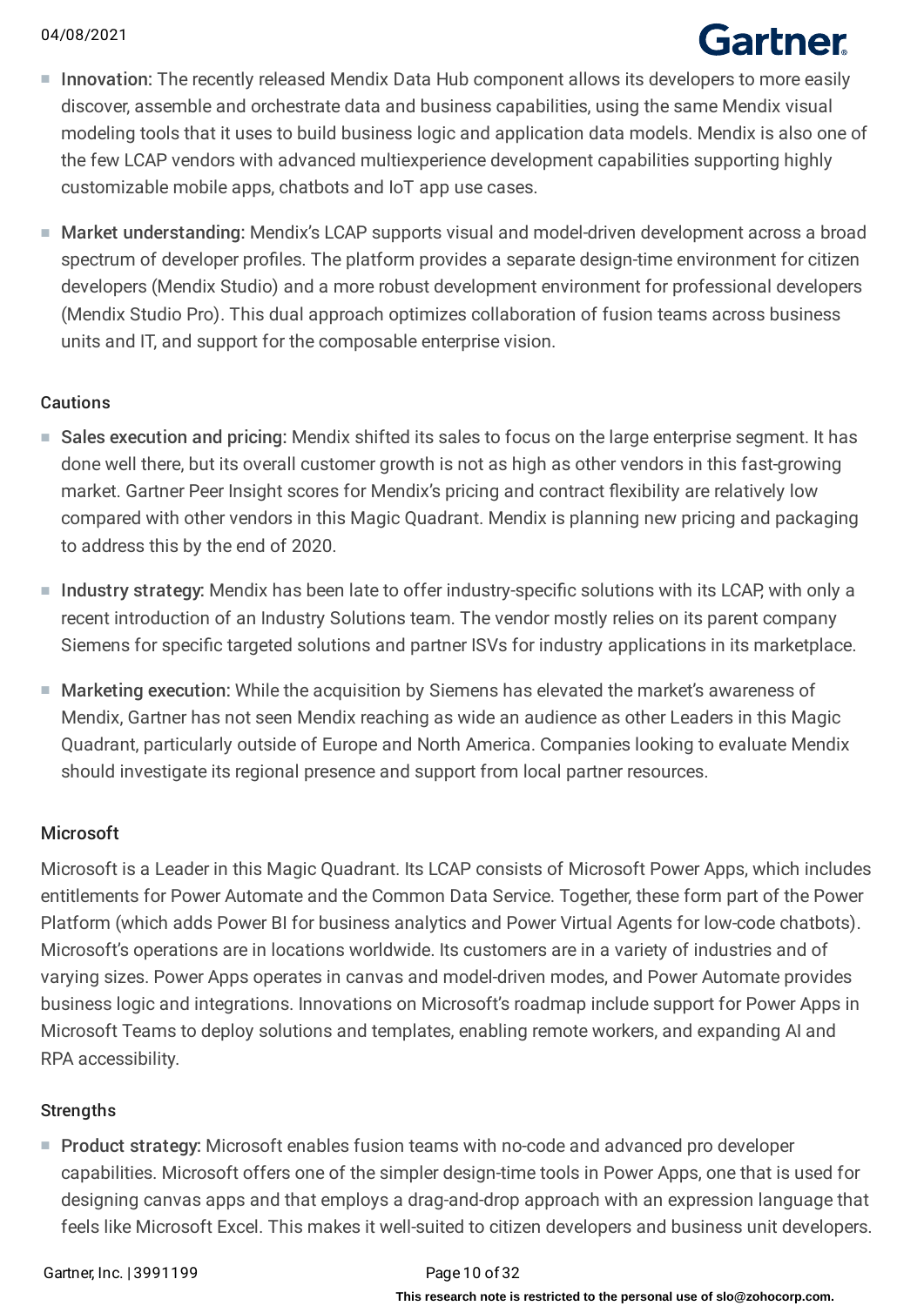- **Innovation:** The recently released Mendix Data Hub component allows its developers to more easily discover, assemble and orchestrate data and business capabilities, using the same Mendix visual modeling tools that it uses to build business logic and application data models. Mendix is also one of the few LCAP vendors with advanced multiexperience development capabilities supporting highly customizable mobile apps, chatbots and IoT app use cases.

- **Market understanding:** Mendix's LCAP supports visual and model-driven development across a broad spectrum of developer profiles. The platform provides a separate design-time environment for citizen developers (Mendix Studio) and a more robust development environment for professional developers (Mendix Studio Pro). This dual approach optimizes collaboration of fusion teams across business units and IT, and support for the composable enterprise vision.

#### Cautions

- **Sales execution and pricing:** Mendix shifted its sales to focus on the large enterprise segment. It has done well there, but its overall customer growth is not as high as other vendors in this fast-growing market. Gartner Peer Insight scores for Mendix's pricing and contract flexibility are relatively low compared with other vendors in this Magic Quadrant. Mendix is planning new pricing and packaging to address this by the end of 2020.

- **Industry strategy:** Mendix has been late to offer industry-specific solutions with its LCAP, with only a recent introduction of an Industry Solutions team. The vendor mostly relies on its parent company Siemens for specific targeted solutions and partner ISVs for industry applications in its marketplace.

- **Marketing execution:** While the acquisition by Siemens has elevated the market's awareness of Mendix, Gartner has not seen Mendix reaching as wide an audience as other Leaders in this Magic Quadrant, particularly outside of Europe and North America. Companies looking to evaluate Mendix should investigate its regional presence and support from local partner resources.

### Microsoft

Microsoft is a Leader in this Magic Quadrant. Its LCAP consists of Microsoft Power Apps, which includes entitlements for Power Automate and the Common Data Service. Together, these form part of the Power Platform (which adds Power BI for business analytics and Power Virtual Agents for low-code chatbots). Microsoft's operations are in locations worldwide. Its customers are in a variety of industries and of varying sizes. Power Apps operates in canvas and model-driven modes, and Power Automate provides business logic and integrations. Innovations on Microsoft's roadmap include support for Power Apps in Microsoft Teams to deploy solutions and templates, enabling remote workers, and expanding AI and RPA accessibility.

#### Strengths

- **Product strategy:** Microsoft enables fusion teams with no-code and advanced pro developer capabilities. Microsoft offers one of the simpler design-time tools in Power Apps, one that is used for designing canvas apps and that employs a drag-and-drop approach with an expression language that feels like Microsoft Excel. This makes it well-suited to citizen developers and business unit developers.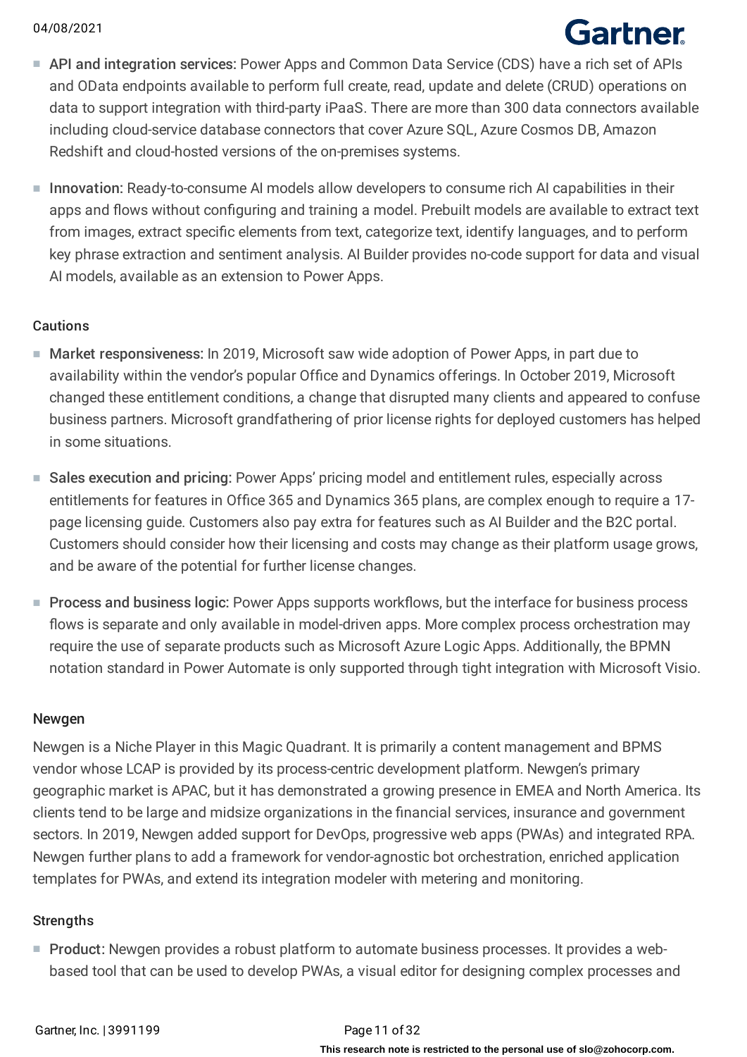- **API and integration services:** Power Apps and Common Data Service (CDS) have a rich set of APIs and OData endpoints available to perform full create, read, update and delete (CRUD) operations on data to support integration with third-party iPaaS. There are more than 300 data connectors available including cloud-service database connectors that cover Azure SQL, Azure Cosmos DB, Amazon Redshift and cloud-hosted versions of the on-premises systems.

- **Innovation:** Ready-to-consume AI models allow developers to consume rich AI capabilities in their apps and flows without configuring and training a model. Prebuilt models are available to extract text from images, extract specific elements from text, categorize text, identify languages, and to perform key phrase extraction and sentiment analysis. AI Builder provides no-code support for data and visual AI models, available as an extension to Power Apps.

### Cautions

- **Market responsiveness:** In 2019, Microsoft saw wide adoption of Power Apps, in part due to availability within the vendor's popular Office and Dynamics offerings. In October 2019, Microsoft changed these entitlement conditions, a change that disrupted many clients and appeared to confuse business partners. Microsoft grandfathering of prior license rights for deployed customers has helped in some situations.

- **Sales execution and pricing:** Power Apps' pricing model and entitlement rules, especially across entitlements for features in Office 365 and Dynamics 365 plans, are complex enough to require a 17-page licensing guide. Customers also pay extra for features such as AI Builder and the B2C portal. Customers should consider how their licensing and costs may change as their platform usage grows, and be aware of the potential for further license changes.

- **Process and business logic:** Power Apps supports workflows, but the interface for business process flows is separate and only available in model-driven apps. More complex process orchestration may require the use of separate products such as Microsoft Azure Logic Apps. Additionally, the BPMN notation standard in Power Automate is only supported through tight integration with Microsoft Visio.

## Newgen

Newgen is a Niche Player in this Magic Quadrant. It is primarily a content management and BPMS vendor whose LCAP is provided by its process-centric development platform. Newgen's primary geographic market is APAC, but it has demonstrated a growing presence in EMEA and North America. Its clients tend to be large and midsize organizations in the financial services, insurance and government sectors. In 2019, Newgen added support for DevOps, progressive web apps (PWAs) and integrated RPA. Newgen further plans to add a framework for vendor-agnostic bot orchestration, enriched application templates for PWAs, and extend its integration modeler with metering and monitoring.

### Strengths

- **Product:** Newgen provides a robust platform to automate business processes. It provides a web-based tool that can be used to develop PWAs, a visual editor for designing complex processes and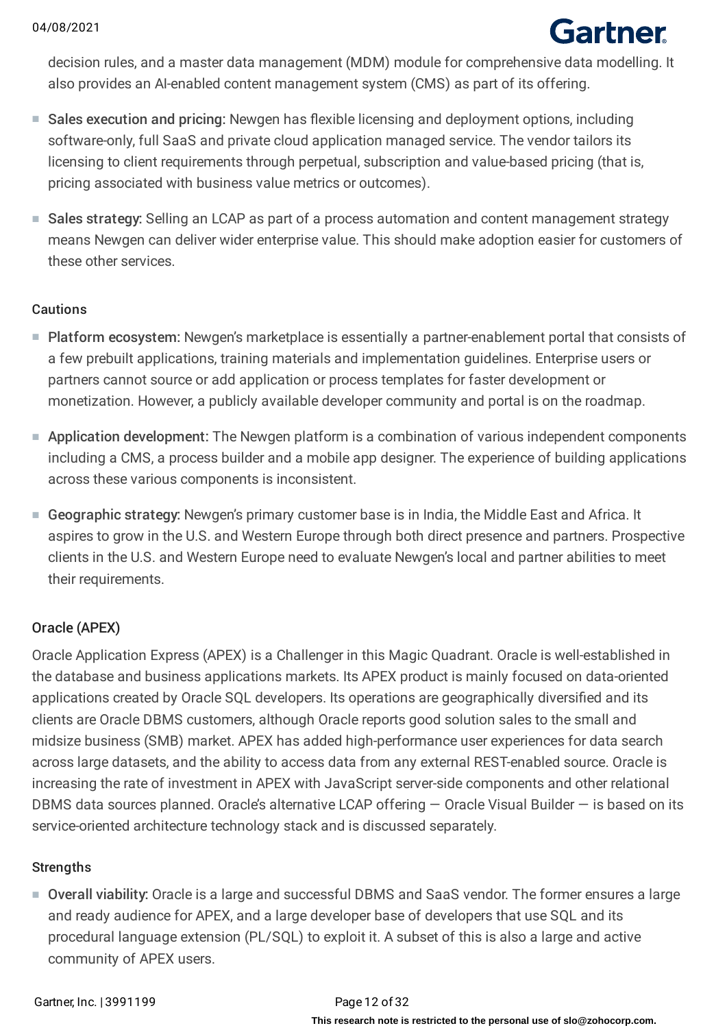decision rules, and a master data management (MDM) module for comprehensive data modelling. It also provides an AI-enabled content management system (CMS) as part of its offering.

- Sales execution and pricing: Newgen has flexible licensing and deployment options, including software-only, full SaaS and private cloud application managed service. The vendor tailors its licensing to client requirements through perpetual, subscription and value-based pricing (that is, pricing associated with business value metrics or outcomes).
- Sales strategy: Selling an LCAP as part of a process automation and content management strategy means Newgen can deliver wider enterprise value. This should make adoption easier for customers of these other services.

### Cautions

- Platform ecosystem: Newgen's marketplace is essentially a partner-enablement portal that consists of a few prebuilt applications, training materials and implementation guidelines. Enterprise users or partners cannot source or add application or process templates for faster development or monetization. However, a publicly available developer community and portal is on the roadmap.
- Application development: The Newgen platform is a combination of various independent components including a CMS, a process builder and a mobile app designer. The experience of building applications across these various components is inconsistent.
- Geographic strategy: Newgen's primary customer base is in India, the Middle East and Africa. It aspires to grow in the U.S. and Western Europe through both direct presence and partners. Prospective clients in the U.S. and Western Europe need to evaluate Newgen's local and partner abilities to meet their requirements.

## Oracle (APEX)

Oracle Application Express (APEX) is a Challenger in this Magic Quadrant. Oracle is well-established in the database and business applications markets. Its APEX product is mainly focused on data-oriented applications created by Oracle SQL developers. Its operations are geographically diversified and its clients are Oracle DBMS customers, although Oracle reports good solution sales to the small and midsize business (SMB) market. APEX has added high-performance user experiences for data search across large datasets, and the ability to access data from any external REST-enabled source. Oracle is increasing the rate of investment in APEX with JavaScript server-side components and other relational DBMS data sources planned. Oracle's alternative LCAP offering — Oracle Visual Builder — is based on its service-oriented architecture technology stack and is discussed separately.

### Strengths

- Overall viability: Oracle is a large and successful DBMS and SaaS vendor. The former ensures a large and ready audience for APEX, and a large developer base of developers that use SQL and its procedural language extension (PL/SQL) to exploit it. A subset of this is also a large and active community of APEX users.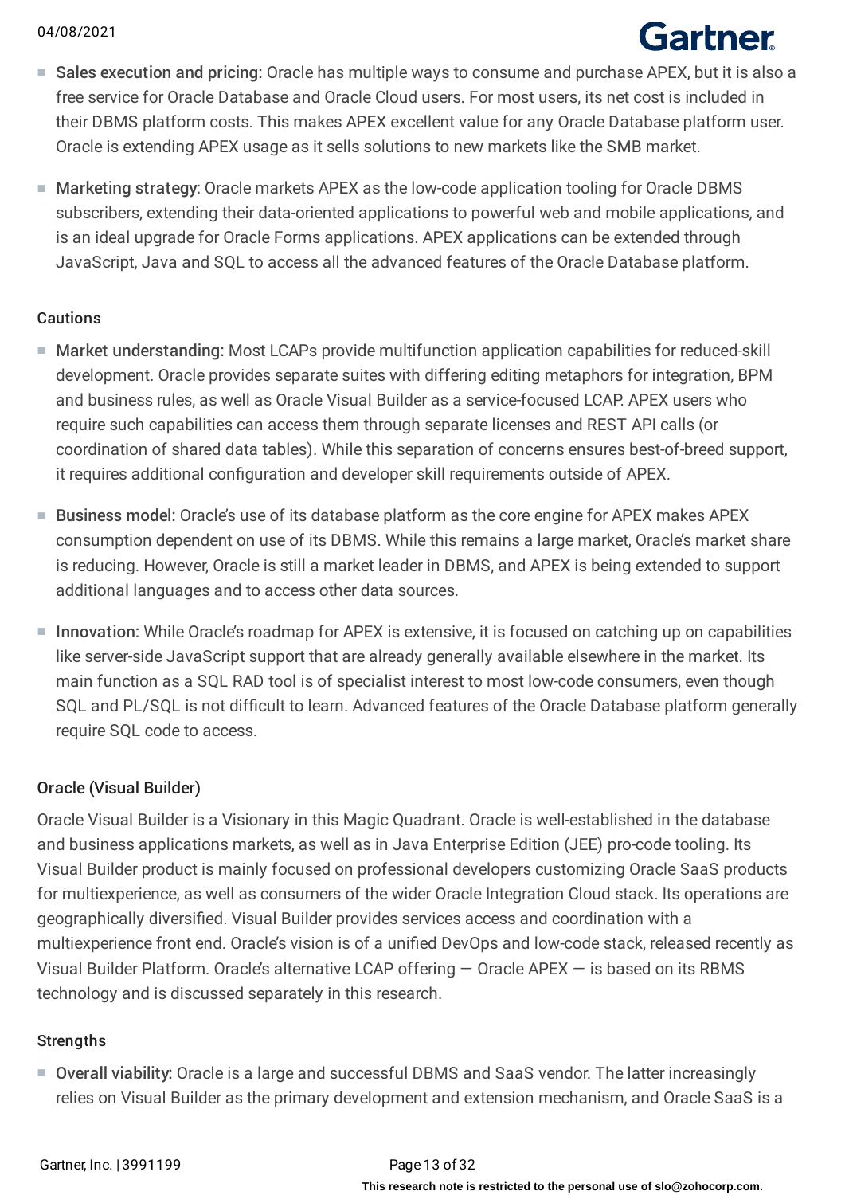- **Sales execution and pricing:** Oracle has multiple ways to consume and purchase APEX, but it is also a free service for Oracle Database and Oracle Cloud users. For most users, its net cost is included in their DBMS platform costs. This makes APEX excellent value for any Oracle Database platform user. Oracle is extending APEX usage as it sells solutions to new markets like the SMB market.

- **Marketing strategy:** Oracle markets APEX as the low-code application tooling for Oracle DBMS subscribers, extending their data-oriented applications to powerful web and mobile applications, and is an ideal upgrade for Oracle Forms applications. APEX applications can be extended through JavaScript, Java and SQL to access all the advanced features of the Oracle Database platform.

### Cautions

- **Market understanding:** Most LCAPs provide multifunction application capabilities for reduced-skill development. Oracle provides separate suites with differing editing metaphors for integration, BPM and business rules, as well as Oracle Visual Builder as a service-focused LCAP. APEX users who require such capabilities can access them through separate licenses and REST API calls (or coordination of shared data tables). While this separation of concerns ensures best-of-breed support, it requires additional configuration and developer skill requirements outside of APEX.

- **Business model:** Oracle's use of its database platform as the core engine for APEX makes APEX consumption dependent on use of its DBMS. While this remains a large market, Oracle's market share is reducing. However, Oracle is still a market leader in DBMS, and APEX is being extended to support additional languages and to access other data sources.

- **Innovation:** While Oracle's roadmap for APEX is extensive, it is focused on catching up on capabilities like server-side JavaScript support that are already generally available elsewhere in the market. Its main function as a SQL RAD tool is of specialist interest to most low-code consumers, even though SQL and PL/SQL is not difficult to learn. Advanced features of the Oracle Database platform generally require SQL code to access.

## Oracle (Visual Builder)

Oracle Visual Builder is a Visionary in this Magic Quadrant. Oracle is well-established in the database and business applications markets, as well as in Java Enterprise Edition (JEE) pro-code tooling. Its Visual Builder product is mainly focused on professional developers customizing Oracle SaaS products for multiexperience, as well as consumers of the wider Oracle Integration Cloud stack. Its operations are geographically diversified. Visual Builder provides services access and coordination with a multiexperience front end. Oracle's vision is of a unified DevOps and low-code stack, released recently as Visual Builder Platform. Oracle's alternative LCAP offering — Oracle APEX — is based on its RBMS technology and is discussed separately in this research.

### Strengths

- **Overall viability:** Oracle is a large and successful DBMS and SaaS vendor. The latter increasingly relies on Visual Builder as the primary development and extension mechanism, and Oracle SaaS is a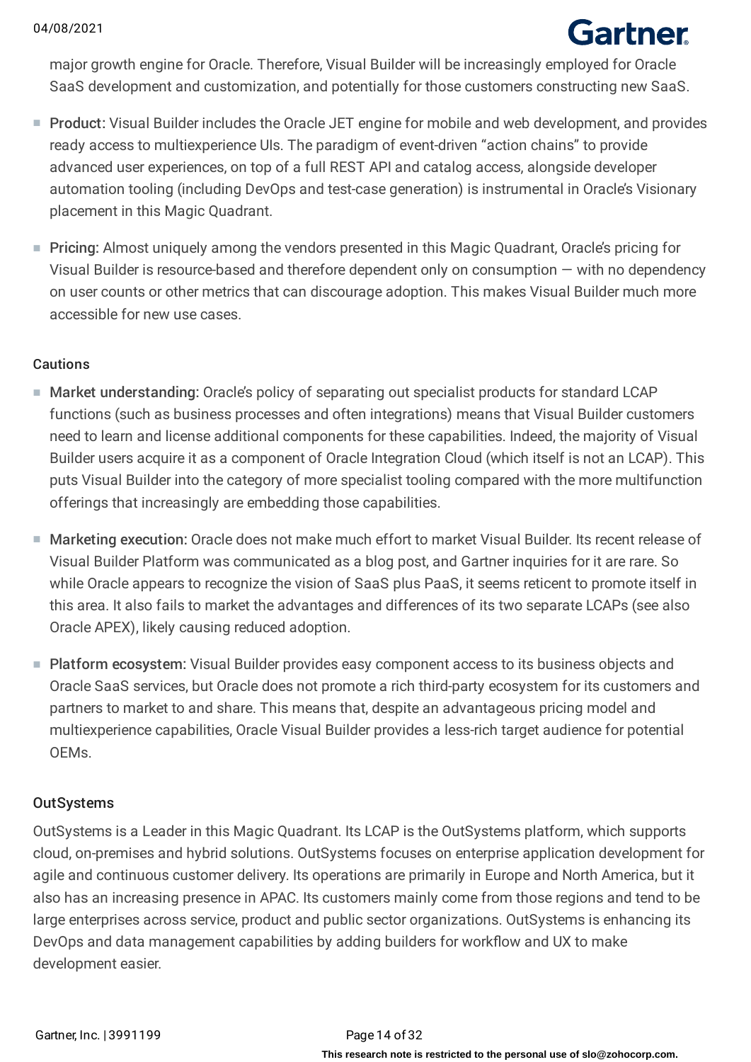major growth engine for Oracle. Therefore, Visual Builder will be increasingly employed for Oracle SaaS development and customization, and potentially for those customers constructing new SaaS.

- **Product:** Visual Builder includes the Oracle JET engine for mobile and web development, and provides ready access to multiexperience UIs. The paradigm of event-driven "action chains" to provide advanced user experiences, on top of a full REST API and catalog access, alongside developer automation tooling (including DevOps and test-case generation) is instrumental in Oracle's Visionary placement in this Magic Quadrant.
- **Pricing:** Almost uniquely among the vendors presented in this Magic Quadrant, Oracle's pricing for Visual Builder is resource-based and therefore dependent only on consumption — with no dependency on user counts or other metrics that can discourage adoption. This makes Visual Builder much more accessible for new use cases.

### Cautions

- **Market understanding:** Oracle's policy of separating out specialist products for standard LCAP functions (such as business processes and often integrations) means that Visual Builder customers need to learn and license additional components for these capabilities. Indeed, the majority of Visual Builder users acquire it as a component of Oracle Integration Cloud (which itself is not an LCAP). This puts Visual Builder into the category of more specialist tooling compared with the more multifunction offerings that increasingly are embedding those capabilities.
- **Marketing execution:** Oracle does not make much effort to market Visual Builder. Its recent release of Visual Builder Platform was communicated as a blog post, and Gartner inquiries for it are rare. So while Oracle appears to recognize the vision of SaaS plus PaaS, it seems reticent to promote itself in this area. It also fails to market the advantages and differences of its two separate LCAPs (see also Oracle APEX), likely causing reduced adoption.
- **Platform ecosystem:** Visual Builder provides easy component access to its business objects and Oracle SaaS services, but Oracle does not promote a rich third-party ecosystem for its customers and partners to market to and share. This means that, despite an advantageous pricing model and multiexperience capabilities, Oracle Visual Builder provides a less-rich target audience for potential OEMs.

### OutSystems

OutSystems is a Leader in this Magic Quadrant. Its LCAP is the OutSystems platform, which supports cloud, on-premises and hybrid solutions. OutSystems focuses on enterprise application development for agile and continuous customer delivery. Its operations are primarily in Europe and North America, but it also has an increasing presence in APAC. Its customers mainly come from those regions and tend to be large enterprises across service, product and public sector organizations. OutSystems is enhancing its DevOps and data management capabilities by adding builders for workflow and UX to make development easier.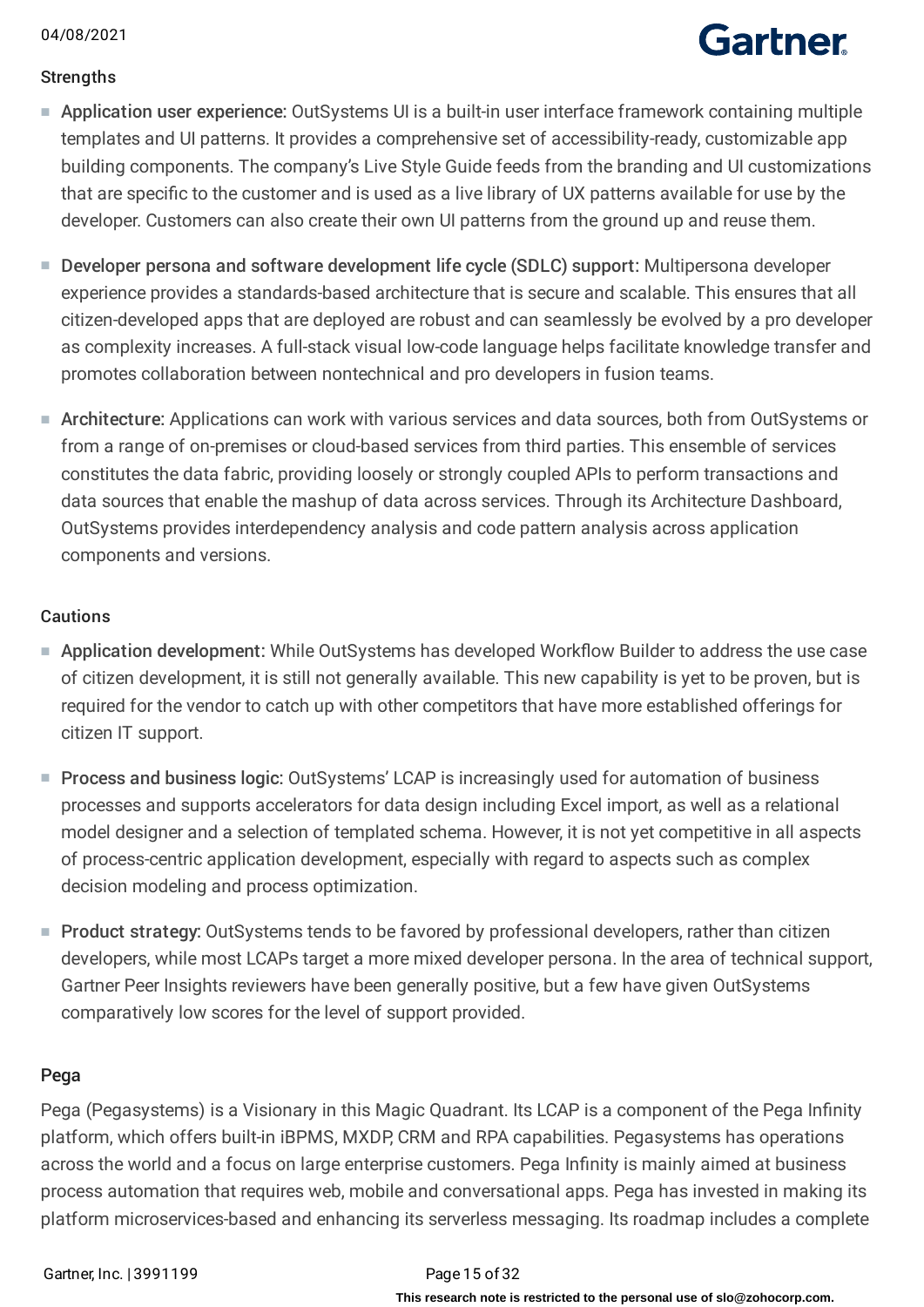#### Strengths

- **Application user experience:** OutSystems UI is a built-in user interface framework containing multiple templates and UI patterns. It provides a comprehensive set of accessibility-ready, customizable app building components. The company's Live Style Guide feeds from the branding and UI customizations that are specific to the customer and is used as a live library of UX patterns available for use by the developer. Customers can also create their own UI patterns from the ground up and reuse them.

- **Developer persona and software development life cycle (SDLC) support:** Multipersona developer experience provides a standards-based architecture that is secure and scalable. This ensures that all citizen-developed apps that are deployed are robust and can seamlessly be evolved by a pro developer as complexity increases. A full-stack visual low-code language helps facilitate knowledge transfer and promotes collaboration between nontechnical and pro developers in fusion teams.

- **Architecture:** Applications can work with various services and data sources, both from OutSystems or from a range of on-premises or cloud-based services from third parties. This ensemble of services constitutes the data fabric, providing loosely or strongly coupled APIs to perform transactions and data sources that enable the mashup of data across services. Through its Architecture Dashboard, OutSystems provides interdependency analysis and code pattern analysis across application components and versions.

#### Cautions

- **Application development:** While OutSystems has developed Workflow Builder to address the use case of citizen development, it is still not generally available. This new capability is yet to be proven, but is required for the vendor to catch up with other competitors that have more established offerings for citizen IT support.

- **Process and business logic:** OutSystems' LCAP is increasingly used for automation of business processes and supports accelerators for data design including Excel import, as well as a relational model designer and a selection of templated schema. However, it is not yet competitive in all aspects of process-centric application development, especially with regard to aspects such as complex decision modeling and process optimization.

- **Product strategy:** OutSystems tends to be favored by professional developers, rather than citizen developers, while most LCAPs target a more mixed developer persona. In the area of technical support, Gartner Peer Insights reviewers have been generally positive, but a few have given OutSystems comparatively low scores for the level of support provided.

### Pega

Pega (Pegasystems) is a Visionary in this Magic Quadrant. Its LCAP is a component of the Pega Infinity platform, which offers built-in iBPMS, MXDP, CRM and RPA capabilities. Pegasystems has operations across the world and a focus on large enterprise customers. Pega Infinity is mainly aimed at business process automation that requires web, mobile and conversational apps. Pega has invested in making its platform microservices-based and enhancing its serverless messaging. Its roadmap includes a complete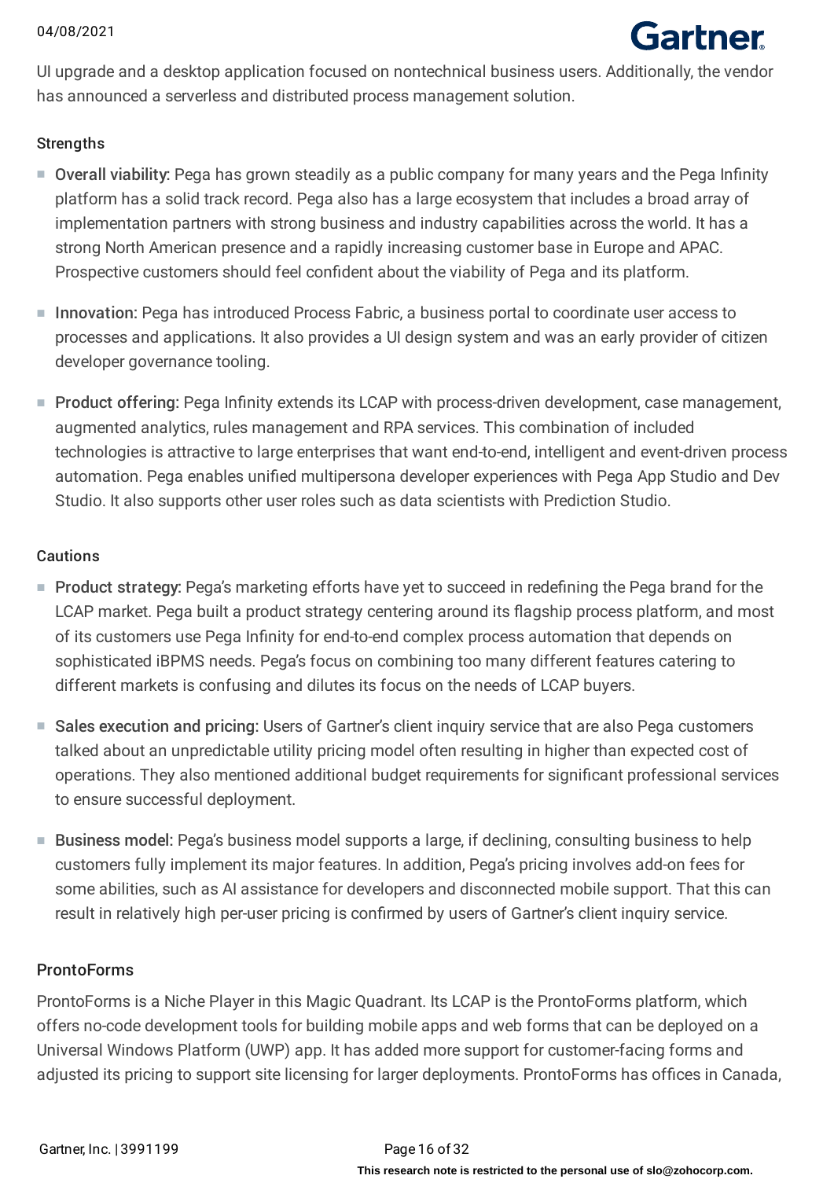UI upgrade and a desktop application focused on nontechnical business users. Additionally, the vendor has announced a serverless and distributed process management solution.

### Strengths

- **Overall viability:** Pega has grown steadily as a public company for many years and the Pega Infinity platform has a solid track record. Pega also has a large ecosystem that includes a broad array of implementation partners with strong business and industry capabilities across the world. It has a strong North American presence and a rapidly increasing customer base in Europe and APAC. Prospective customers should feel confident about the viability of Pega and its platform.
- **Innovation:** Pega has introduced Process Fabric, a business portal to coordinate user access to processes and applications. It also provides a UI design system and was an early provider of citizen developer governance tooling.
- **Product offering:** Pega Infinity extends its LCAP with process-driven development, case management, augmented analytics, rules management and RPA services. This combination of included technologies is attractive to large enterprises that want end-to-end, intelligent and event-driven process automation. Pega enables unified multipersona developer experiences with Pega App Studio and Dev Studio. It also supports other user roles such as data scientists with Prediction Studio.

### Cautions

- **Product strategy:** Pega's marketing efforts have yet to succeed in redefining the Pega brand for the LCAP market. Pega built a product strategy centering around its flagship process platform, and most of its customers use Pega Infinity for end-to-end complex process automation that depends on sophisticated iBPMS needs. Pega's focus on combining too many different features catering to different markets is confusing and dilutes its focus on the needs of LCAP buyers.
- **Sales execution and pricing:** Users of Gartner's client inquiry service that are also Pega customers talked about an unpredictable utility pricing model often resulting in higher than expected cost of operations. They also mentioned additional budget requirements for significant professional services to ensure successful deployment.
- **Business model:** Pega's business model supports a large, if declining, consulting business to help customers fully implement its major features. In addition, Pega's pricing involves add-on fees for some abilities, such as AI assistance for developers and disconnected mobile support. That this can result in relatively high per-user pricing is confirmed by users of Gartner's client inquiry service.

## ProntoForms

ProntoForms is a Niche Player in this Magic Quadrant. Its LCAP is the ProntoForms platform, which offers no-code development tools for building mobile apps and web forms that can be deployed on a Universal Windows Platform (UWP) app. It has added more support for customer-facing forms and adjusted its pricing to support site licensing for larger deployments. ProntoForms has offices in Canada,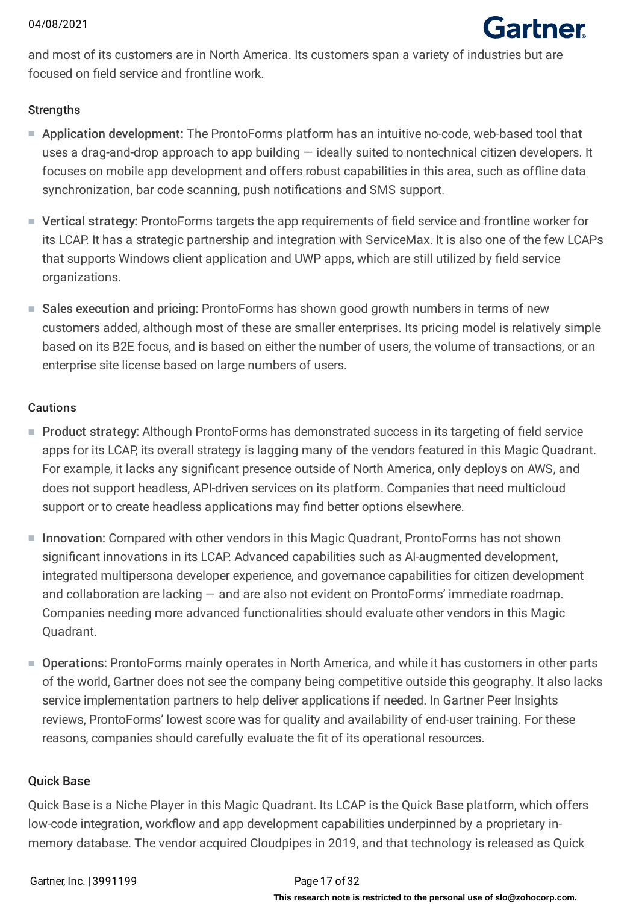and most of its customers are in North America. Its customers span a variety of industries but are focused on field service and frontline work.

### Strengths

- **Application development:** The ProntoForms platform has an intuitive no-code, web-based tool that uses a drag-and-drop approach to app building — ideally suited to nontechnical citizen developers. It focuses on mobile app development and offers robust capabilities in this area, such as offline data synchronization, bar code scanning, push notifications and SMS support.

- **Vertical strategy:** ProntoForms targets the app requirements of field service and frontline worker for its LCAP. It has a strategic partnership and integration with ServiceMax. It is also one of the few LCAPs that supports Windows client application and UWP apps, which are still utilized by field service organizations.

- **Sales execution and pricing:** ProntoForms has shown good growth numbers in terms of new customers added, although most of these are smaller enterprises. Its pricing model is relatively simple based on its B2E focus, and is based on either the number of users, the volume of transactions, or an enterprise site license based on large numbers of users.

### Cautions

- **Product strategy:** Although ProntoForms has demonstrated success in its targeting of field service apps for its LCAP, its overall strategy is lagging many of the vendors featured in this Magic Quadrant. For example, it lacks any significant presence outside of North America, only deploys on AWS, and does not support headless, API-driven services on its platform. Companies that need multicloud support or to create headless applications may find better options elsewhere.

- **Innovation:** Compared with other vendors in this Magic Quadrant, ProntoForms has not shown significant innovations in its LCAP. Advanced capabilities such as AI-augmented development, integrated multipersona developer experience, and governance capabilities for citizen development and collaboration are lacking — and are also not evident on ProntoForms' immediate roadmap. Companies needing more advanced functionalities should evaluate other vendors in this Magic Quadrant.

- **Operations:** ProntoForms mainly operates in North America, and while it has customers in other parts of the world, Gartner does not see the company being competitive outside this geography. It also lacks service implementation partners to help deliver applications if needed. In Gartner Peer Insights reviews, ProntoForms' lowest score was for quality and availability of end-user training. For these reasons, companies should carefully evaluate the fit of its operational resources.

## Quick Base

Quick Base is a Niche Player in this Magic Quadrant. Its LCAP is the Quick Base platform, which offers low-code integration, workflow and app development capabilities underpinned by a proprietary in-memory database. The vendor acquired Cloudpipes in 2019, and that technology is released as Quick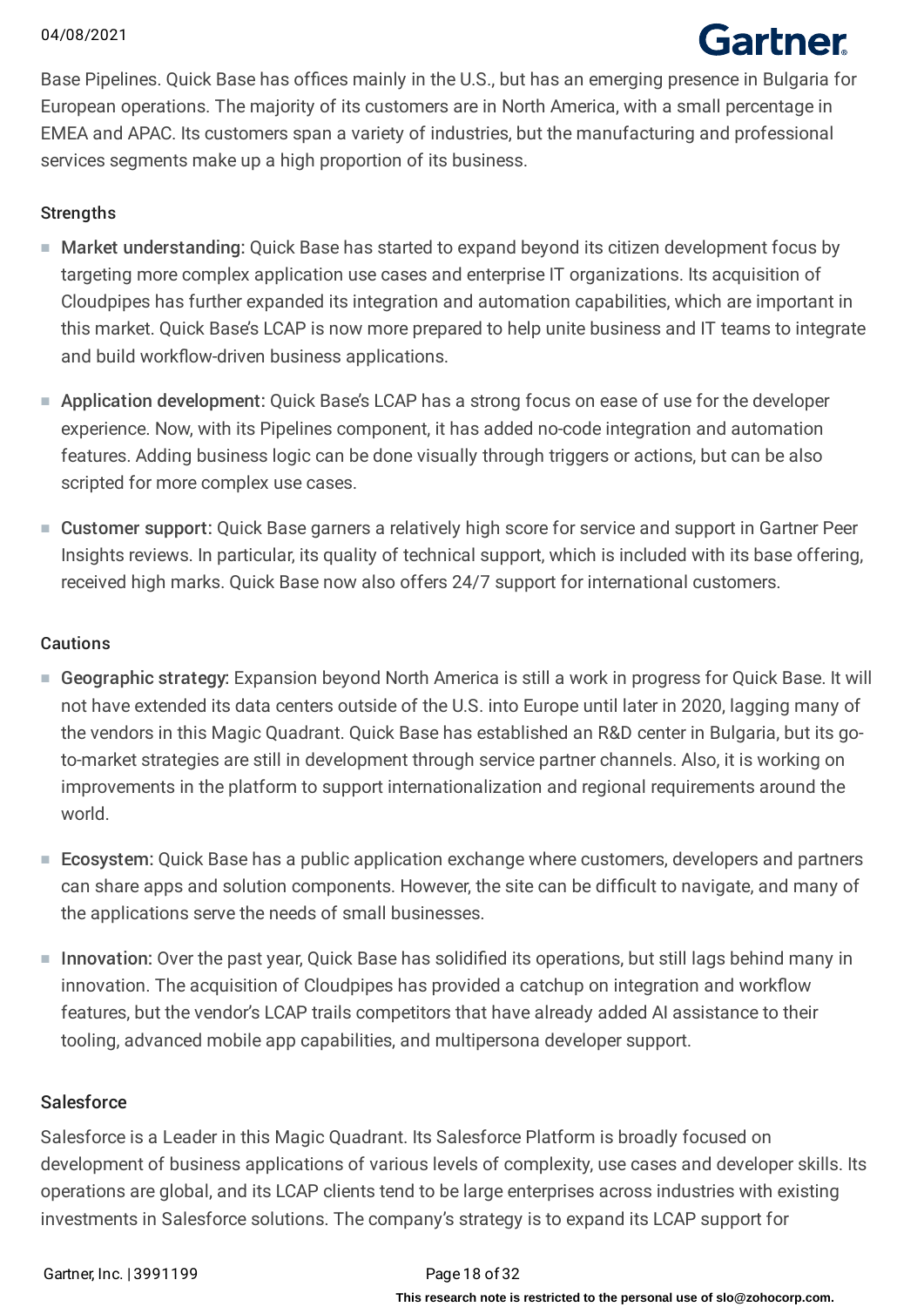Base Pipelines. Quick Base has offices mainly in the U.S., but has an emerging presence in Bulgaria for European operations. The majority of its customers are in North America, with a small percentage in EMEA and APAC. Its customers span a variety of industries, but the manufacturing and professional services segments make up a high proportion of its business.

Strengths

- Market understanding: Quick Base has started to expand beyond its citizen development focus by targeting more complex application use cases and enterprise IT organizations. Its acquisition of Cloudpipes has further expanded its integration and automation capabilities, which are important in this market. Quick Base's LCAP is now more prepared to help unite business and IT teams to integrate and build workflow-driven business applications.
- Application development: Quick Base's LCAP has a strong focus on ease of use for the developer experience. Now, with its Pipelines component, it has added no-code integration and automation features. Adding business logic can be done visually through triggers or actions, but can be also scripted for more complex use cases.
- Customer support: Quick Base garners a relatively high score for service and support in Gartner Peer Insights reviews. In particular, its quality of technical support, which is included with its base offering, received high marks. Quick Base now also offers 24/7 support for international customers.

Cautions

- Geographic strategy: Expansion beyond North America is still a work in progress for Quick Base. It will not have extended its data centers outside of the U.S. into Europe until later in 2020, lagging many of the vendors in this Magic Quadrant. Quick Base has established an R&D center in Bulgaria, but its go-to-market strategies are still in development through service partner channels. Also, it is working on improvements in the platform to support internationalization and regional requirements around the world.
- Ecosystem: Quick Base has a public application exchange where customers, developers and partners can share apps and solution components. However, the site can be difficult to navigate, and many of the applications serve the needs of small businesses.
- Innovation: Over the past year, Quick Base has solidified its operations, but still lags behind many in innovation. The acquisition of Cloudpipes has provided a catchup on integration and workflow features, but the vendor's LCAP trails competitors that have already added AI assistance to their tooling, advanced mobile app capabilities, and multipersona developer support.

### Salesforce

Salesforce is a Leader in this Magic Quadrant. Its Salesforce Platform is broadly focused on development of business applications of various levels of complexity, use cases and developer skills. Its operations are global, and its LCAP clients tend to be large enterprises across industries with existing investments in Salesforce solutions. The company's strategy is to expand its LCAP support for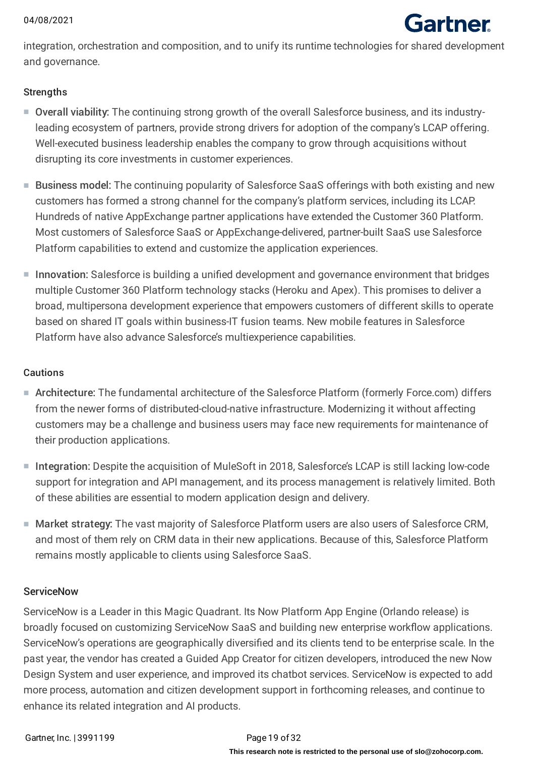integration, orchestration and composition, and to unify its runtime technologies for shared development and governance.

### Strengths

- **Overall viability:** The continuing strong growth of the overall Salesforce business, and its industry-leading ecosystem of partners, provide strong drivers for adoption of the company's LCAP offering. Well-executed business leadership enables the company to grow through acquisitions without disrupting its core investments in customer experiences.
- **Business model:** The continuing popularity of Salesforce SaaS offerings with both existing and new customers has formed a strong channel for the company's platform services, including its LCAP. Hundreds of native AppExchange partner applications have extended the Customer 360 Platform. Most customers of Salesforce SaaS or AppExchange-delivered, partner-built SaaS use Salesforce Platform capabilities to extend and customize the application experiences.
- **Innovation:** Salesforce is building a unified development and governance environment that bridges multiple Customer 360 Platform technology stacks (Heroku and Apex). This promises to deliver a broad, multipersona development experience that empowers customers of different skills to operate based on shared IT goals within business-IT fusion teams. New mobile features in Salesforce Platform have also advance Salesforce's multiexperience capabilities.

### Cautions

- **Architecture:** The fundamental architecture of the Salesforce Platform (formerly Force.com) differs from the newer forms of distributed-cloud-native infrastructure. Modernizing it without affecting customers may be a challenge and business users may face new requirements for maintenance of their production applications.
- **Integration:** Despite the acquisition of MuleSoft in 2018, Salesforce's LCAP is still lacking low-code support for integration and API management, and its process management is relatively limited. Both of these abilities are essential to modern application design and delivery.
- **Market strategy:** The vast majority of Salesforce Platform users are also users of Salesforce CRM, and most of them rely on CRM data in their new applications. Because of this, Salesforce Platform remains mostly applicable to clients using Salesforce SaaS.

## ServiceNow

ServiceNow is a Leader in this Magic Quadrant. Its Now Platform App Engine (Orlando release) is broadly focused on customizing ServiceNow SaaS and building new enterprise workflow applications. ServiceNow's operations are geographically diversified and its clients tend to be enterprise scale. In the past year, the vendor has created a Guided App Creator for citizen developers, introduced the new Now Design System and user experience, and improved its chatbot services. ServiceNow is expected to add more process, automation and citizen development support in forthcoming releases, and continue to enhance its related integration and AI products.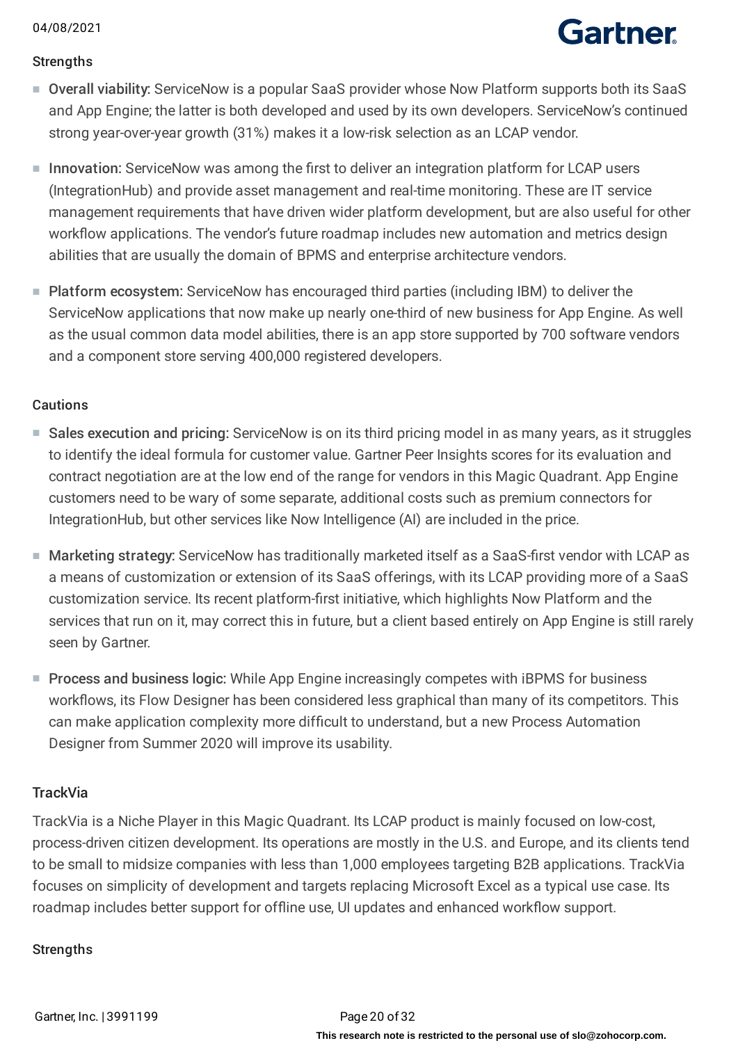### Strengths

- **Overall viability:** ServiceNow is a popular SaaS provider whose Now Platform supports both its SaaS and App Engine; the latter is both developed and used by its own developers. ServiceNow's continued strong year-over-year growth (31%) makes it a low-risk selection as an LCAP vendor.
- **Innovation:** ServiceNow was among the first to deliver an integration platform for LCAP users (IntegrationHub) and provide asset management and real-time monitoring. These are IT service management requirements that have driven wider platform development, but are also useful for other workflow applications. The vendor's future roadmap includes new automation and metrics design abilities that are usually the domain of BPMS and enterprise architecture vendors.
- **Platform ecosystem:** ServiceNow has encouraged third parties (including IBM) to deliver the ServiceNow applications that now make up nearly one-third of new business for App Engine. As well as the usual common data model abilities, there is an app store supported by 700 software vendors and a component store serving 400,000 registered developers.

### Cautions

- **Sales execution and pricing:** ServiceNow is on its third pricing model in as many years, as it struggles to identify the ideal formula for customer value. Gartner Peer Insights scores for its evaluation and contract negotiation are at the low end of the range for vendors in this Magic Quadrant. App Engine customers need to be wary of some separate, additional costs such as premium connectors for IntegrationHub, but other services like Now Intelligence (AI) are included in the price.
- **Marketing strategy:** ServiceNow has traditionally marketed itself as a SaaS-first vendor with LCAP as a means of customization or extension of its SaaS offerings, with its LCAP providing more of a SaaS customization service. Its recent platform-first initiative, which highlights Now Platform and the services that run on it, may correct this in future, but a client based entirely on App Engine is still rarely seen by Gartner.
- **Process and business logic:** While App Engine increasingly competes with iBPMS for business workflows, its Flow Designer has been considered less graphical than many of its competitors. This can make application complexity more difficult to understand, but a new Process Automation Designer from Summer 2020 will improve its usability.

## TrackVia

TrackVia is a Niche Player in this Magic Quadrant. Its LCAP product is mainly focused on low-cost, process-driven citizen development. Its operations are mostly in the U.S. and Europe, and its clients tend to be small to midsize companies with less than 1,000 employees targeting B2B applications. TrackVia focuses on simplicity of development and targets replacing Microsoft Excel as a typical use case. Its roadmap includes better support for offline use, UI updates and enhanced workflow support.

### Strengths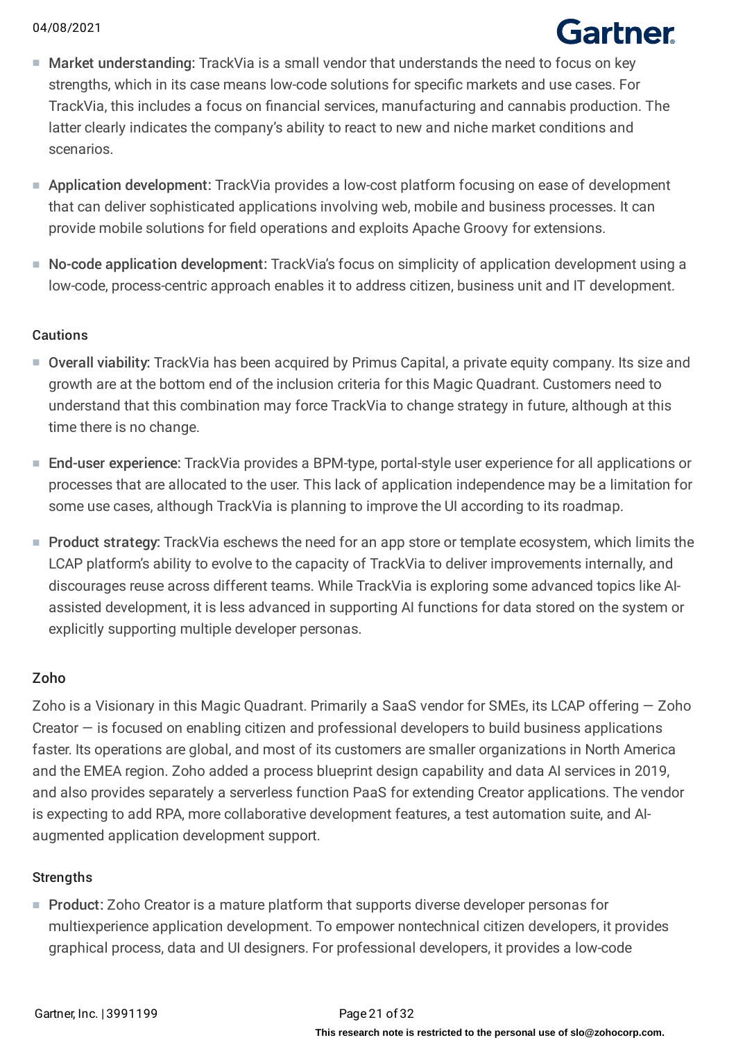- **Market understanding:** TrackVia is a small vendor that understands the need to focus on key strengths, which in its case means low-code solutions for specific markets and use cases. For TrackVia, this includes a focus on financial services, manufacturing and cannabis production. The latter clearly indicates the company's ability to react to new and niche market conditions and scenarios.
- **Application development:** TrackVia provides a low-cost platform focusing on ease of development that can deliver sophisticated applications involving web, mobile and business processes. It can provide mobile solutions for field operations and exploits Apache Groovy for extensions.
- **No-code application development:** TrackVia's focus on simplicity of application development using a low-code, process-centric approach enables it to address citizen, business unit and IT development.

#### Cautions

- **Overall viability:** TrackVia has been acquired by Primus Capital, a private equity company. Its size and growth are at the bottom end of the inclusion criteria for this Magic Quadrant. Customers need to understand that this combination may force TrackVia to change strategy in future, although at this time there is no change.
- **End-user experience:** TrackVia provides a BPM-type, portal-style user experience for all applications or processes that are allocated to the user. This lack of application independence may be a limitation for some use cases, although TrackVia is planning to improve the UI according to its roadmap.
- **Product strategy:** TrackVia eschews the need for an app store or template ecosystem, which limits the LCAP platform's ability to evolve to the capacity of TrackVia to deliver improvements internally, and discourages reuse across different teams. While TrackVia is exploring some advanced topics like AI-assisted development, it is less advanced in supporting AI functions for data stored on the system or explicitly supporting multiple developer personas.

### Zoho

Zoho is a Visionary in this Magic Quadrant. Primarily a SaaS vendor for SMEs, its LCAP offering — Zoho Creator — is focused on enabling citizen and professional developers to build business applications faster. Its operations are global, and most of its customers are smaller organizations in North America and the EMEA region. Zoho added a process blueprint design capability and data AI services in 2019, and also provides separately a serverless function PaaS for extending Creator applications. The vendor is expecting to add RPA, more collaborative development features, a test automation suite, and AI-augmented application development support.

#### Strengths

- **Product:** Zoho Creator is a mature platform that supports diverse developer personas for multiexperience application development. To empower nontechnical citizen developers, it provides graphical process, data and UI designers. For professional developers, it provides a low-code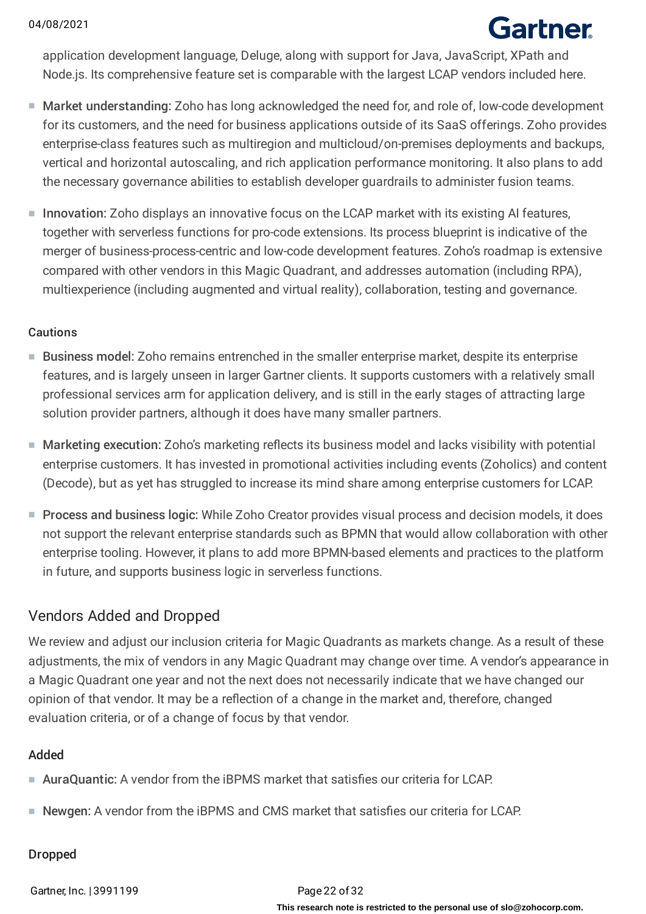application development language, Deluge, along with support for Java, JavaScript, XPath and Node.js. Its comprehensive feature set is comparable with the largest LCAP vendors included here.

- Market understanding: Zoho has long acknowledged the need for, and role of, low-code development for its customers, and the need for business applications outside of its SaaS offerings. Zoho provides enterprise-class features such as multiregion and multicloud/on-premises deployments and backups, vertical and horizontal autoscaling, and rich application performance monitoring. It also plans to add the necessary governance abilities to establish developer guardrails to administer fusion teams.

- Innovation: Zoho displays an innovative focus on the LCAP market with its existing AI features, together with serverless functions for pro-code extensions. Its process blueprint is indicative of the merger of business-process-centric and low-code development features. Zoho's roadmap is extensive compared with other vendors in this Magic Quadrant, and addresses automation (including RPA), multiexperience (including augmented and virtual reality), collaboration, testing and governance.

#### Cautions

- Business model: Zoho remains entrenched in the smaller enterprise market, despite its enterprise features, and is largely unseen in larger Gartner clients. It supports customers with a relatively small professional services arm for application delivery, and is still in the early stages of attracting large solution provider partners, although it does have many smaller partners.

- Marketing execution: Zoho's marketing reflects its business model and lacks visibility with potential enterprise customers. It has invested in promotional activities including events (Zoholics) and content (Decode), but as yet has struggled to increase its mind share among enterprise customers for LCAP.

- Process and business logic: While Zoho Creator provides visual process and decision models, it does not support the relevant enterprise standards such as BPMN that would allow collaboration with other enterprise tooling. However, it plans to add more BPMN-based elements and practices to the platform in future, and supports business logic in serverless functions.

## Vendors Added and Dropped

We review and adjust our inclusion criteria for Magic Quadrants as markets change. As a result of these adjustments, the mix of vendors in any Magic Quadrant may change over time. A vendor's appearance in a Magic Quadrant one year and not the next does not necessarily indicate that we have changed our opinion of that vendor. It may be a reflection of a change in the market and, therefore, changed evaluation criteria, or of a change of focus by that vendor.

#### Added

- AuraQuantic: A vendor from the iBPMS market that satisfies our criteria for LCAP.

- Newgen: A vendor from the iBPMS and CMS market that satisfies our criteria for LCAP.

#### Dropped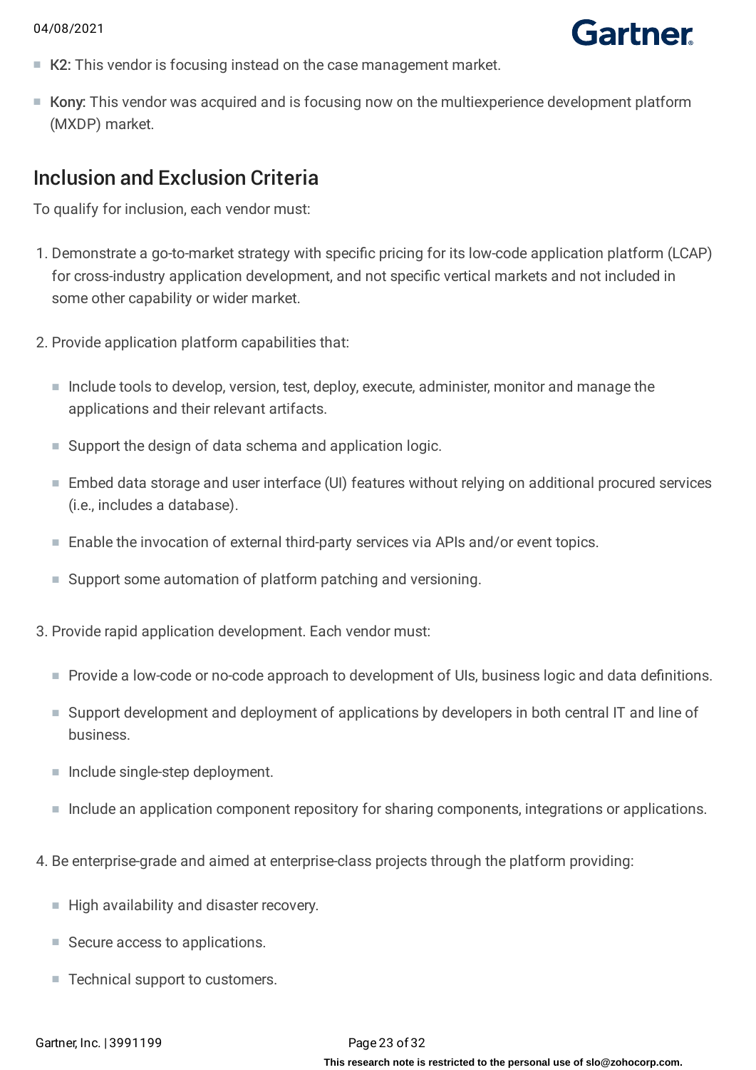- **K2:** This vendor is focusing instead on the case management market.
- **Kony:** This vendor was acquired and is focusing now on the multiexperience development platform (MXDP) market.

## Inclusion and Exclusion Criteria

To qualify for inclusion, each vendor must:

1. Demonstrate a go-to-market strategy with specific pricing for its low-code application platform (LCAP) for cross-industry application development, and not specific vertical markets and not included in some other capability or wider market.

2. Provide application platform capabilities that:

   - Include tools to develop, version, test, deploy, execute, administer, monitor and manage the applications and their relevant artifacts.
   - Support the design of data schema and application logic.
   - Embed data storage and user interface (UI) features without relying on additional procured services (i.e., includes a database).
   - Enable the invocation of external third-party services via APIs and/or event topics.
   - Support some automation of platform patching and versioning.

3. Provide rapid application development. Each vendor must:

   - Provide a low-code or no-code approach to development of UIs, business logic and data definitions.
   - Support development and deployment of applications by developers in both central IT and line of business.
   - Include single-step deployment.
   - Include an application component repository for sharing components, integrations or applications.

4. Be enterprise-grade and aimed at enterprise-class projects through the platform providing:

   - High availability and disaster recovery.
   - Secure access to applications.
   - Technical support to customers.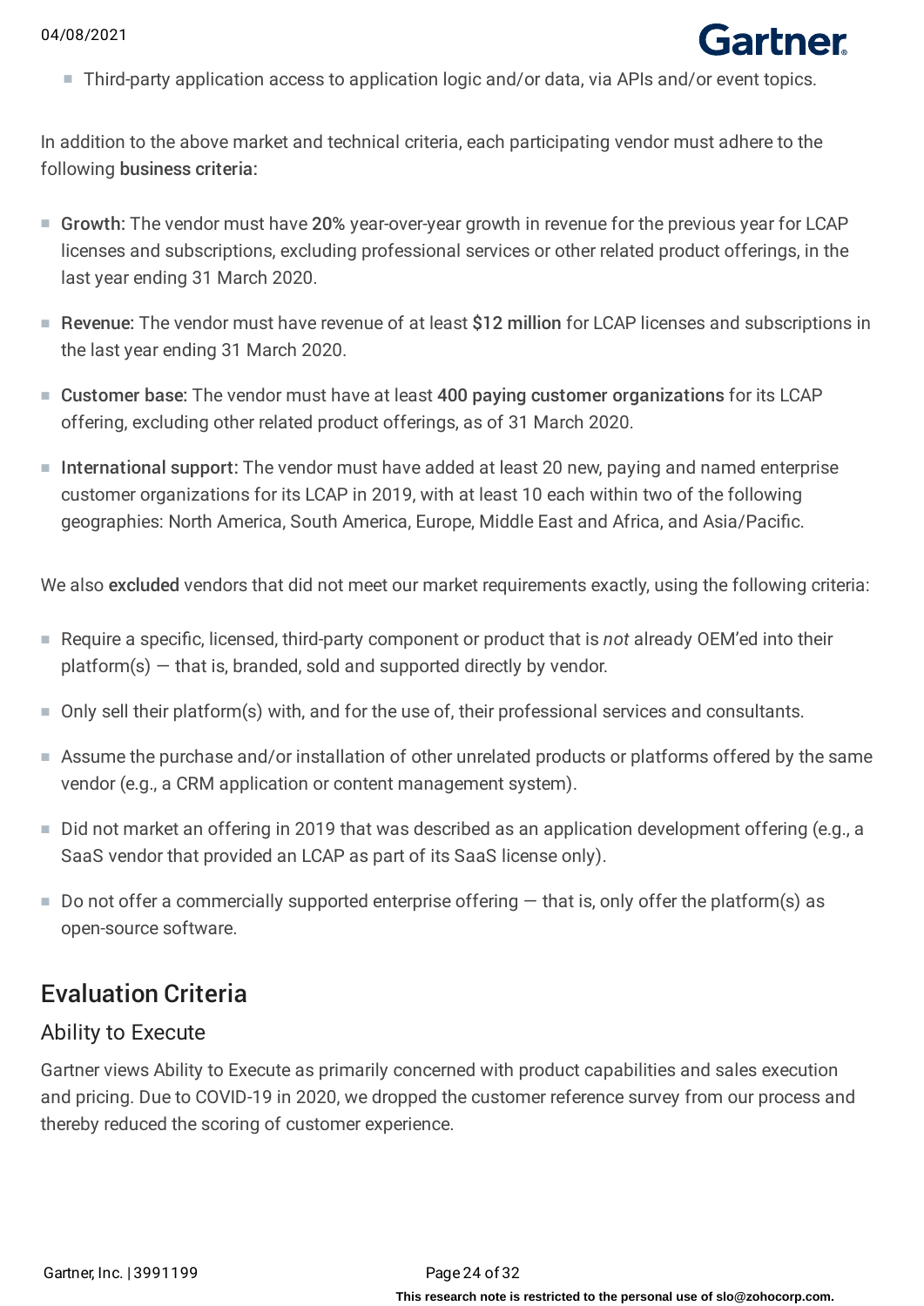- Third-party application access to application logic and/or data, via APIs and/or event topics.

In addition to the above market and technical criteria, each participating vendor must adhere to the following **business criteria:**

- **Growth:** The vendor must have **20%** year-over-year growth in revenue for the previous year for LCAP licenses and subscriptions, excluding professional services or other related product offerings, in the last year ending 31 March 2020.
- **Revenue:** The vendor must have revenue of at least **$12 million** for LCAP licenses and subscriptions in the last year ending 31 March 2020.
- **Customer base:** The vendor must have at least **400 paying customer organizations** for its LCAP offering, excluding other related product offerings, as of 31 March 2020.
- **International support:** The vendor must have added at least 20 new, paying and named enterprise customer organizations for its LCAP in 2019, with at least 10 each within two of the following geographies: North America, South America, Europe, Middle East and Africa, and Asia/Pacific.

We also **excluded** vendors that did not meet our market requirements exactly, using the following criteria:

- Require a specific, licensed, third-party component or product that is *not* already OEM'ed into their platform(s) — that is, branded, sold and supported directly by vendor.
- Only sell their platform(s) with, and for the use of, their professional services and consultants.
- Assume the purchase and/or installation of other unrelated products or platforms offered by the same vendor (e.g., a CRM application or content management system).
- Did not market an offering in 2019 that was described as an application development offering (e.g., a SaaS vendor that provided an LCAP as part of its SaaS license only).
- Do not offer a commercially supported enterprise offering — that is, only offer the platform(s) as open-source software.

## Evaluation Criteria

### Ability to Execute

Gartner views Ability to Execute as primarily concerned with product capabilities and sales execution and pricing. Due to COVID-19 in 2020, we dropped the customer reference survey from our process and thereby reduced the scoring of customer experience.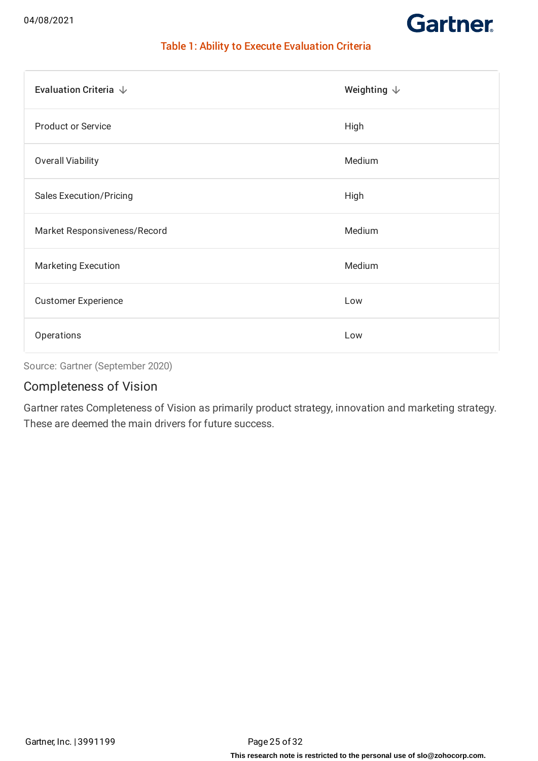Table 1: Ability to Execute Evaluation Criteria

| Evaluation Criteria | Weighting |
| --- | --- |
| Product or Service | High |
| Overall Viability | Medium |
| Sales Execution/Pricing | High |
| Market Responsiveness/Record | Medium |
| Marketing Execution | Medium |
| Customer Experience | Low |
| Operations | Low |

Source: Gartner (September 2020)

## Completeness of Vision

Gartner rates Completeness of Vision as primarily product strategy, innovation and marketing strategy. These are deemed the main drivers for future success.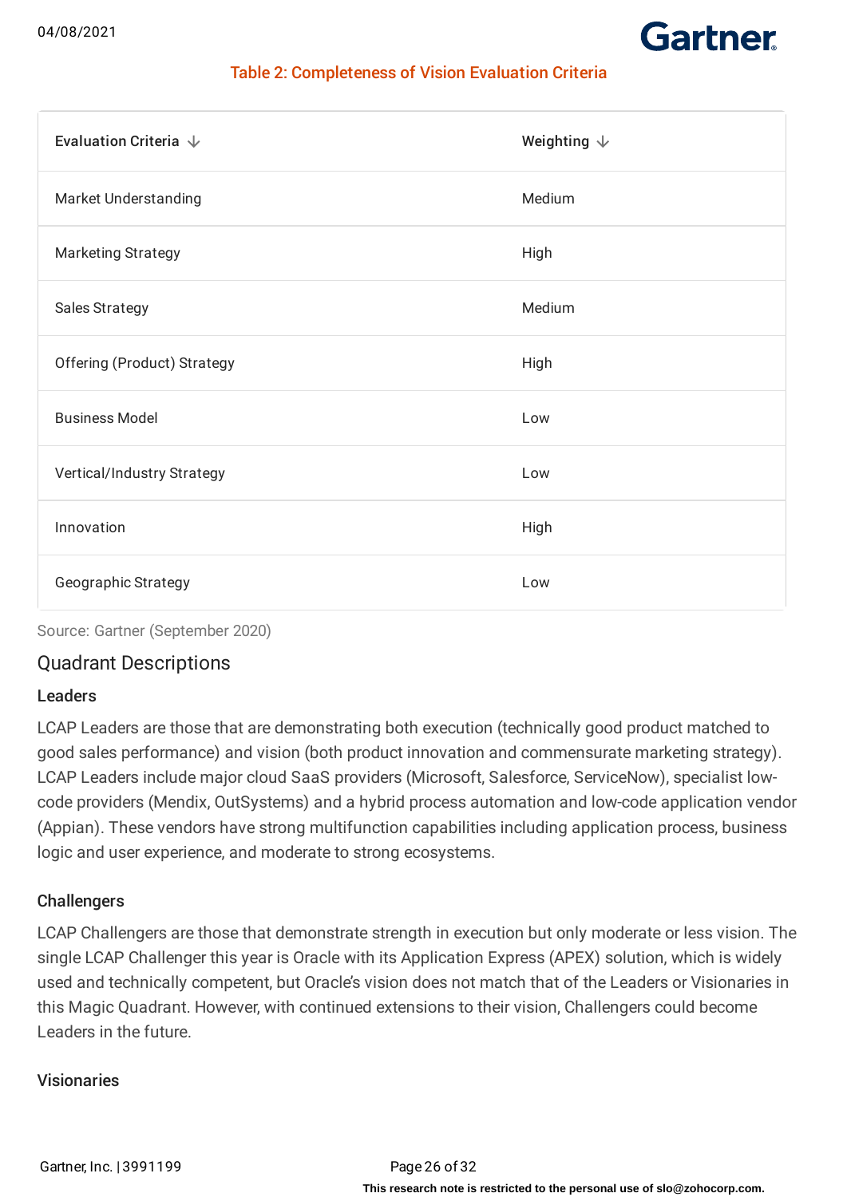Table 2: Completeness of Vision Evaluation Criteria

| Evaluation Criteria | Weighting |
|---|---|
| Market Understanding | Medium |
| Marketing Strategy | High |
| Sales Strategy | Medium |
| Offering (Product) Strategy | High |
| Business Model | Low |
| Vertical/Industry Strategy | Low |
| Innovation | High |
| Geographic Strategy | Low |

Source: Gartner (September 2020)

## Quadrant Descriptions

### Leaders

LCAP Leaders are those that are demonstrating both execution (technically good product matched to good sales performance) and vision (both product innovation and commensurate marketing strategy). LCAP Leaders include major cloud SaaS providers (Microsoft, Salesforce, ServiceNow), specialist low-code providers (Mendix, OutSystems) and a hybrid process automation and low-code application vendor (Appian). These vendors have strong multifunction capabilities including application process, business logic and user experience, and moderate to strong ecosystems.

### Challengers

LCAP Challengers are those that demonstrate strength in execution but only moderate or less vision. The single LCAP Challenger this year is Oracle with its Application Express (APEX) solution, which is widely used and technically competent, but Oracle's vision does not match that of the Leaders or Visionaries in this Magic Quadrant. However, with continued extensions to their vision, Challengers could become Leaders in the future.

### Visionaries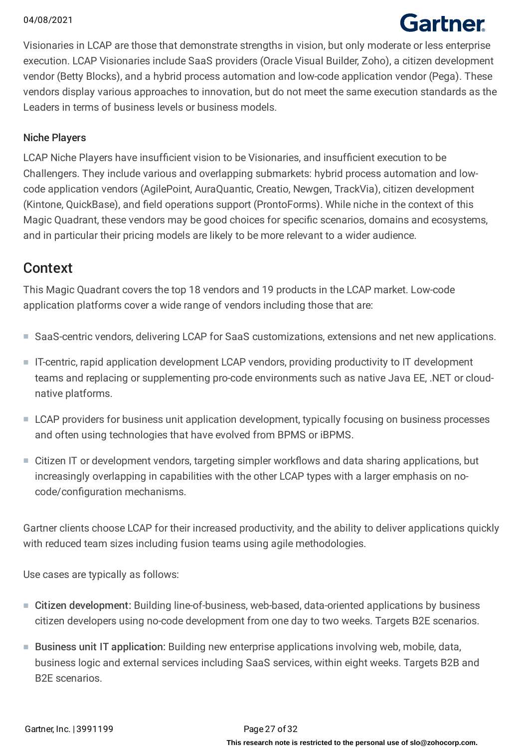Visionaries in LCAP are those that demonstrate strengths in vision, but only moderate or less enterprise execution. LCAP Visionaries include SaaS providers (Oracle Visual Builder, Zoho), a citizen development vendor (Betty Blocks), and a hybrid process automation and low-code application vendor (Pega). These vendors display various approaches to innovation, but do not meet the same execution standards as the Leaders in terms of business levels or business models.

### Niche Players

LCAP Niche Players have insufficient vision to be Visionaries, and insufficient execution to be Challengers. They include various and overlapping submarkets: hybrid process automation and low-code application vendors (AgilePoint, AuraQuantic, Creatio, Newgen, TrackVia), citizen development (Kintone, QuickBase), and field operations support (ProntoForms). While niche in the context of this Magic Quadrant, these vendors may be good choices for specific scenarios, domains and ecosystems, and in particular their pricing models are likely to be more relevant to a wider audience.

## Context

This Magic Quadrant covers the top 18 vendors and 19 products in the LCAP market. Low-code application platforms cover a wide range of vendors including those that are:

- SaaS-centric vendors, delivering LCAP for SaaS customizations, extensions and net new applications.
- IT-centric, rapid application development LCAP vendors, providing productivity to IT development teams and replacing or supplementing pro-code environments such as native Java EE, .NET or cloud-native platforms.
- LCAP providers for business unit application development, typically focusing on business processes and often using technologies that have evolved from BPMS or iBPMS.
- Citizen IT or development vendors, targeting simpler workflows and data sharing applications, but increasingly overlapping in capabilities with the other LCAP types with a larger emphasis on no-code/configuration mechanisms.

Gartner clients choose LCAP for their increased productivity, and the ability to deliver applications quickly with reduced team sizes including fusion teams using agile methodologies.

Use cases are typically as follows:

- **Citizen development:** Building line-of-business, web-based, data-oriented applications by business citizen developers using no-code development from one day to two weeks. Targets B2E scenarios.
- **Business unit IT application:** Building new enterprise applications involving web, mobile, data, business logic and external services including SaaS services, within eight weeks. Targets B2B and B2E scenarios.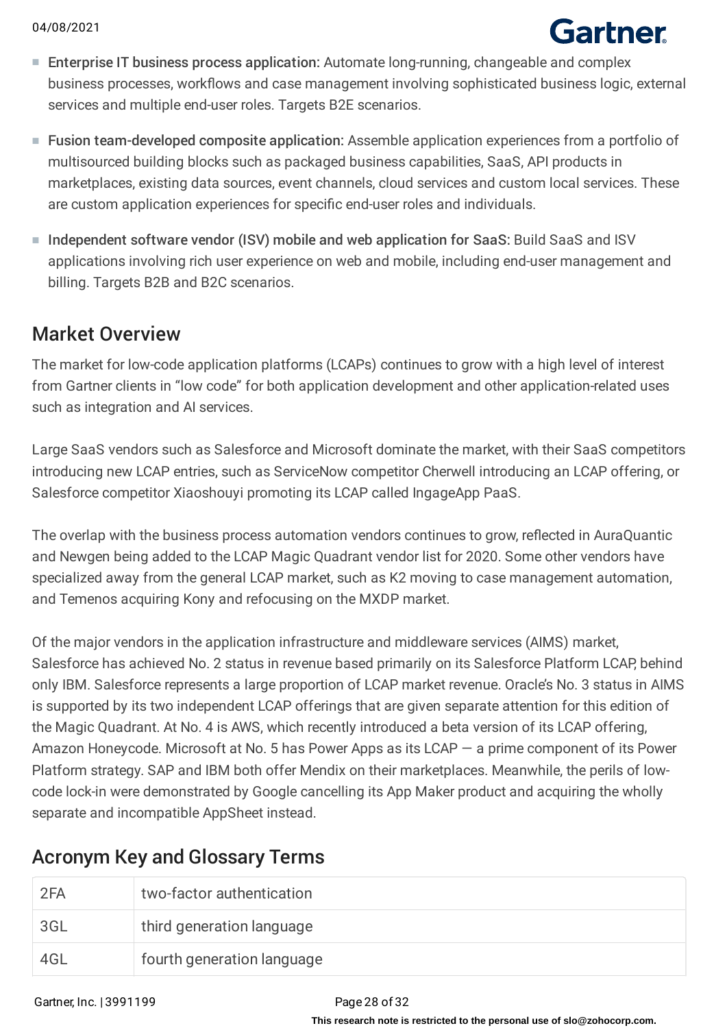- **Enterprise IT business process application:** Automate long-running, changeable and complex business processes, workflows and case management involving sophisticated business logic, external services and multiple end-user roles. Targets B2E scenarios.
- **Fusion team-developed composite application:** Assemble application experiences from a portfolio of multisourced building blocks such as packaged business capabilities, SaaS, API products in marketplaces, existing data sources, event channels, cloud services and custom local services. These are custom application experiences for specific end-user roles and individuals.
- **Independent software vendor (ISV) mobile and web application for SaaS:** Build SaaS and ISV applications involving rich user experience on web and mobile, including end-user management and billing. Targets B2B and B2C scenarios.

## Market Overview

The market for low-code application platforms (LCAPs) continues to grow with a high level of interest from Gartner clients in "low code" for both application development and other application-related uses such as integration and AI services.

Large SaaS vendors such as Salesforce and Microsoft dominate the market, with their SaaS competitors introducing new LCAP entries, such as ServiceNow competitor Cherwell introducing an LCAP offering, or Salesforce competitor Xiaoshouyi promoting its LCAP called IngageApp PaaS.

The overlap with the business process automation vendors continues to grow, reflected in AuraQuantic and Newgen being added to the LCAP Magic Quadrant vendor list for 2020. Some other vendors have specialized away from the general LCAP market, such as K2 moving to case management automation, and Temenos acquiring Kony and refocusing on the MXDP market.

Of the major vendors in the application infrastructure and middleware services (AIMS) market, Salesforce has achieved No. 2 status in revenue based primarily on its Salesforce Platform LCAP, behind only IBM. Salesforce represents a large proportion of LCAP market revenue. Oracle's No. 3 status in AIMS is supported by its two independent LCAP offerings that are given separate attention for this edition of the Magic Quadrant. At No. 4 is AWS, which recently introduced a beta version of its LCAP offering, Amazon Honeycode. Microsoft at No. 5 has Power Apps as its LCAP — a prime component of its Power Platform strategy. SAP and IBM both offer Mendix on their marketplaces. Meanwhile, the perils of low-code lock-in were demonstrated by Google cancelling its App Maker product and acquiring the wholly separate and incompatible AppSheet instead.

## Acronym Key and Glossary Terms

| | |
|---|---|
| 2FA | two-factor authentication |
| 3GL | third generation language |
| 4GL | fourth generation language |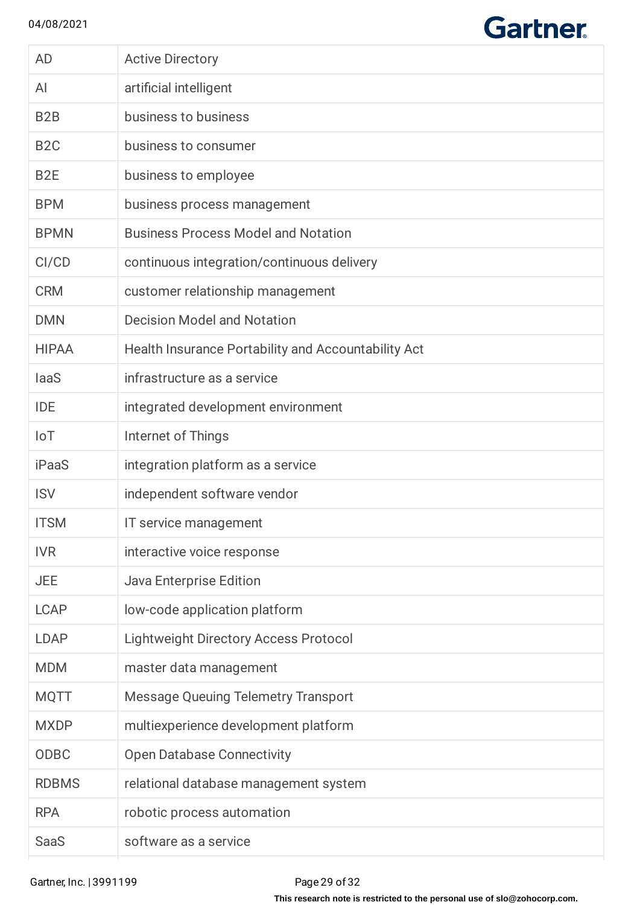| | |
|---|---|
| AD | Active Directory |
| AI | artificial intelligent |
| B2B | business to business |
| B2C | business to consumer |
| B2E | business to employee |
| BPM | business process management |
| BPMN | Business Process Model and Notation |
| CI/CD | continuous integration/continuous delivery |
| CRM | customer relationship management |
| DMN | Decision Model and Notation |
| HIPAA | Health Insurance Portability and Accountability Act |
| IaaS | infrastructure as a service |
| IDE | integrated development environment |
| IoT | Internet of Things |
| iPaaS | integration platform as a service |
| ISV | independent software vendor |
| ITSM | IT service management |
| IVR | interactive voice response |
| JEE | Java Enterprise Edition |
| LCAP | low-code application platform |
| LDAP | Lightweight Directory Access Protocol |
| MDM | master data management |
| MQTT | Message Queuing Telemetry Transport |
| MXDP | multiexperience development platform |
| ODBC | Open Database Connectivity |
| RDBMS | relational database management system |
| RPA | robotic process automation |
| SaaS | software as a service |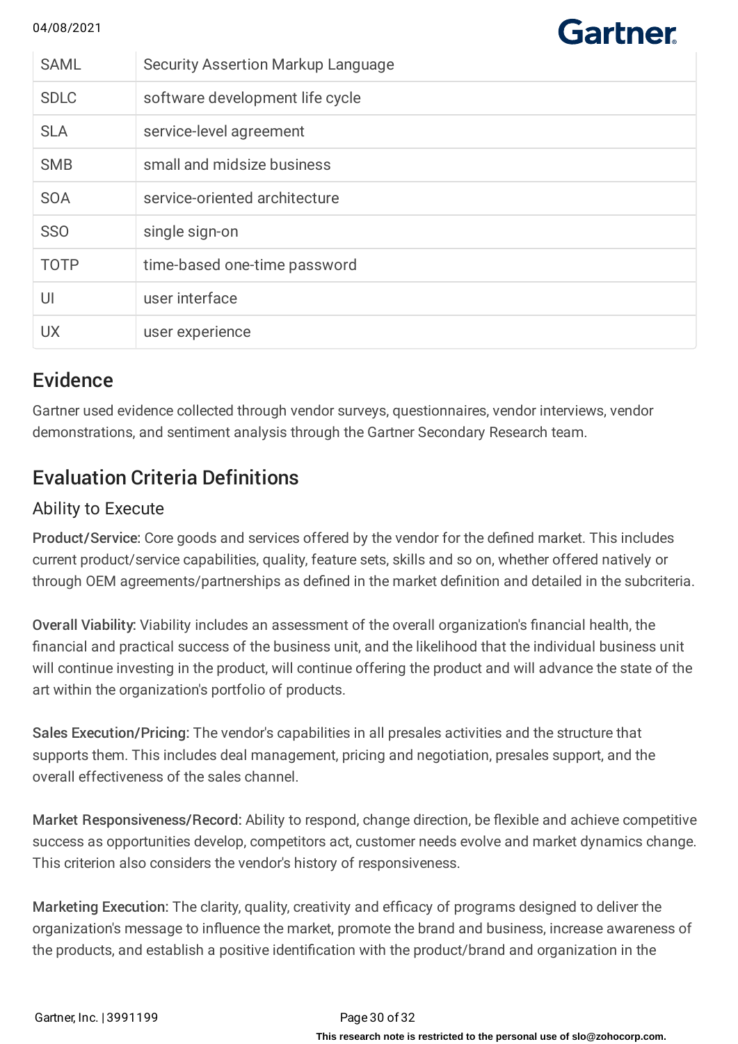| | |
|---|---|
| SAML | Security Assertion Markup Language |
| SDLC | software development life cycle |
| SLA | service-level agreement |
| SMB | small and midsize business |
| SOA | service-oriented architecture |
| SSO | single sign-on |
| TOTP | time-based one-time password |
| UI | user interface |
| UX | user experience |

## Evidence

Gartner used evidence collected through vendor surveys, questionnaires, vendor interviews, vendor demonstrations, and sentiment analysis through the Gartner Secondary Research team.

## Evaluation Criteria Definitions

### Ability to Execute

**Product/Service:** Core goods and services offered by the vendor for the defined market. This includes current product/service capabilities, quality, feature sets, skills and so on, whether offered natively or through OEM agreements/partnerships as defined in the market definition and detailed in the subcriteria.

**Overall Viability:** Viability includes an assessment of the overall organization's financial health, the financial and practical success of the business unit, and the likelihood that the individual business unit will continue investing in the product, will continue offering the product and will advance the state of the art within the organization's portfolio of products.

**Sales Execution/Pricing:** The vendor's capabilities in all presales activities and the structure that supports them. This includes deal management, pricing and negotiation, presales support, and the overall effectiveness of the sales channel.

**Market Responsiveness/Record:** Ability to respond, change direction, be flexible and achieve competitive success as opportunities develop, competitors act, customer needs evolve and market dynamics change. This criterion also considers the vendor's history of responsiveness.

**Marketing Execution:** The clarity, quality, creativity and efficacy of programs designed to deliver the organization's message to influence the market, promote the brand and business, increase awareness of the products, and establish a positive identification with the product/brand and organization in the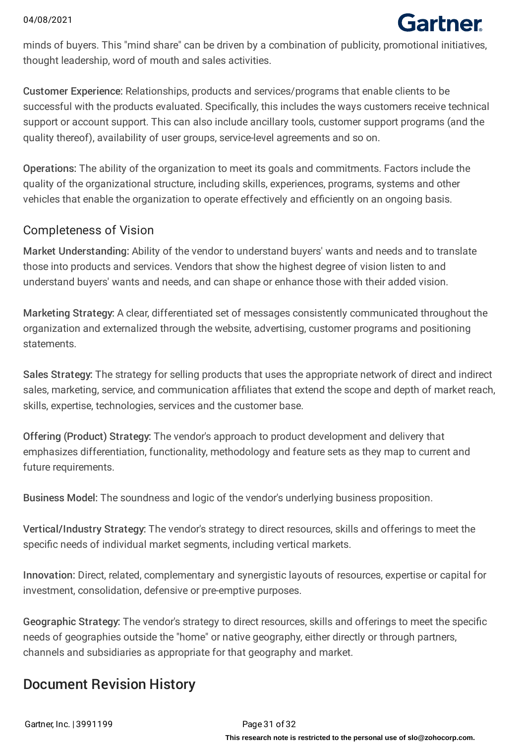minds of buyers. This "mind share" can be driven by a combination of publicity, promotional initiatives, thought leadership, word of mouth and sales activities.

Customer Experience: Relationships, products and services/programs that enable clients to be successful with the products evaluated. Specifically, this includes the ways customers receive technical support or account support. This can also include ancillary tools, customer support programs (and the quality thereof), availability of user groups, service-level agreements and so on.

Operations: The ability of the organization to meet its goals and commitments. Factors include the quality of the organizational structure, including skills, experiences, programs, systems and other vehicles that enable the organization to operate effectively and efficiently on an ongoing basis.

### Completeness of Vision

Market Understanding: Ability of the vendor to understand buyers' wants and needs and to translate those into products and services. Vendors that show the highest degree of vision listen to and understand buyers' wants and needs, and can shape or enhance those with their added vision.

Marketing Strategy: A clear, differentiated set of messages consistently communicated throughout the organization and externalized through the website, advertising, customer programs and positioning statements.

Sales Strategy: The strategy for selling products that uses the appropriate network of direct and indirect sales, marketing, service, and communication affiliates that extend the scope and depth of market reach, skills, expertise, technologies, services and the customer base.

Offering (Product) Strategy: The vendor's approach to product development and delivery that emphasizes differentiation, functionality, methodology and feature sets as they map to current and future requirements.

Business Model: The soundness and logic of the vendor's underlying business proposition.

Vertical/Industry Strategy: The vendor's strategy to direct resources, skills and offerings to meet the specific needs of individual market segments, including vertical markets.

Innovation: Direct, related, complementary and synergistic layouts of resources, expertise or capital for investment, consolidation, defensive or pre-emptive purposes.

Geographic Strategy: The vendor's strategy to direct resources, skills and offerings to meet the specific needs of geographies outside the "home" or native geography, either directly or through partners, channels and subsidiaries as appropriate for that geography and market.

## Document Revision History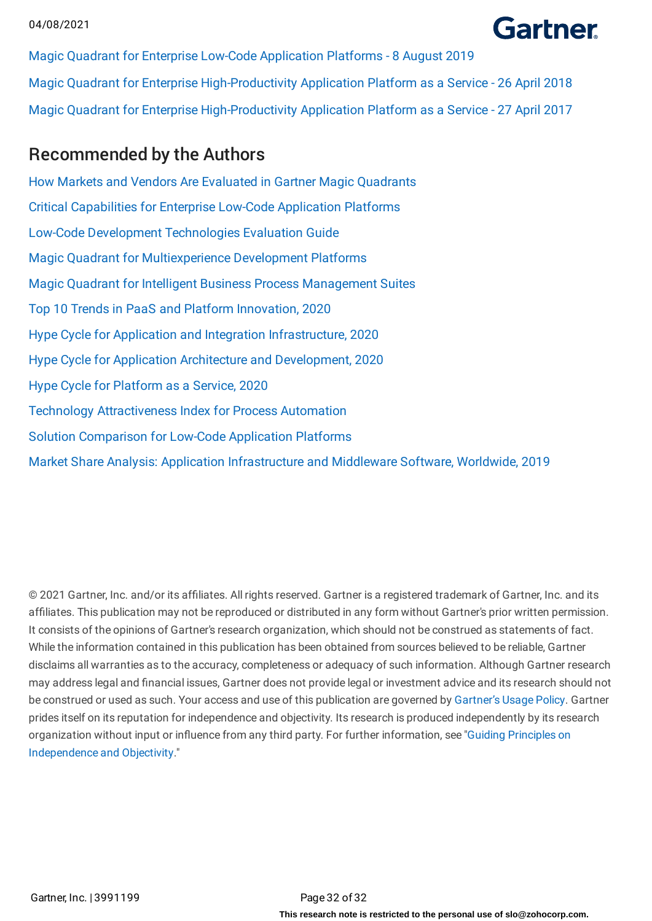Magic Quadrant for Enterprise Low-Code Application Platforms - 8 August 2019

Magic Quadrant for Enterprise High-Productivity Application Platform as a Service - 26 April 2018

Magic Quadrant for Enterprise High-Productivity Application Platform as a Service - 27 April 2017

## Recommended by the Authors

How Markets and Vendors Are Evaluated in Gartner Magic Quadrants

Critical Capabilities for Enterprise Low-Code Application Platforms

Low-Code Development Technologies Evaluation Guide

Magic Quadrant for Multiexperience Development Platforms

Magic Quadrant for Intelligent Business Process Management Suites

Top 10 Trends in PaaS and Platform Innovation, 2020

Hype Cycle for Application and Integration Infrastructure, 2020

Hype Cycle for Application Architecture and Development, 2020

Hype Cycle for Platform as a Service, 2020

Technology Attractiveness Index for Process Automation

Solution Comparison for Low-Code Application Platforms

Market Share Analysis: Application Infrastructure and Middleware Software, Worldwide, 2019

© 2021 Gartner, Inc. and/or its affiliates. All rights reserved. Gartner is a registered trademark of Gartner, Inc. and its affiliates. This publication may not be reproduced or distributed in any form without Gartner's prior written permission. It consists of the opinions of Gartner's research organization, which should not be construed as statements of fact. While the information contained in this publication has been obtained from sources believed to be reliable, Gartner disclaims all warranties as to the accuracy, completeness or adequacy of such information. Although Gartner research may address legal and financial issues, Gartner does not provide legal or investment advice and its research should not be construed or used as such. Your access and use of this publication are governed by Gartner's Usage Policy. Gartner prides itself on its reputation for independence and objectivity. Its research is produced independently by its research organization without input or influence from any third party. For further information, see "Guiding Principles on Independence and Objectivity."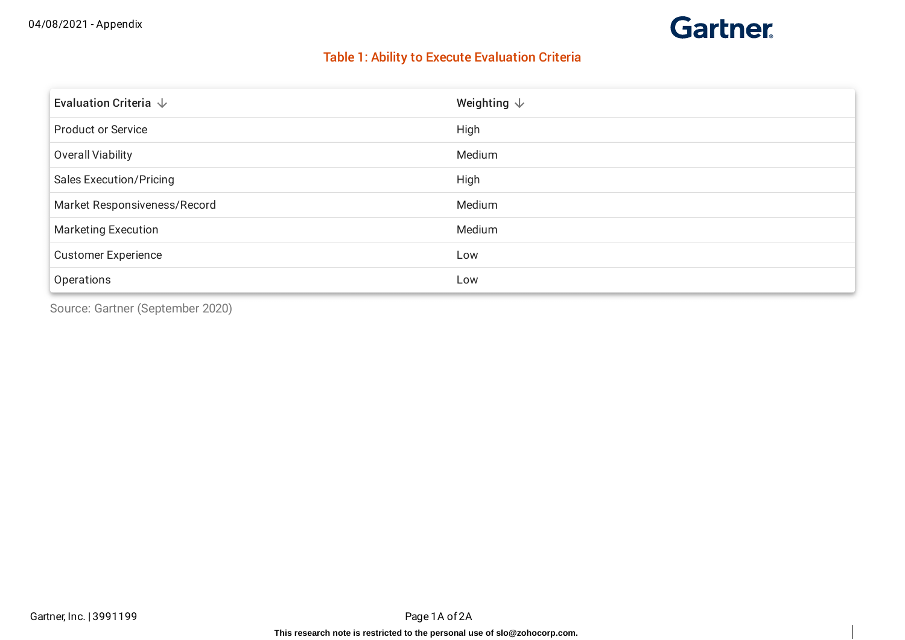### Table 1: Ability to Execute Evaluation Criteria

| Evaluation Criteria | Weighting |
|---|---|
| Product or Service | High |
| Overall Viability | Medium |
| Sales Execution/Pricing | High |
| Market Responsiveness/Record | Medium |
| Marketing Execution | Medium |
| Customer Experience | Low |
| Operations | Low |

Source: Gartner (September 2020)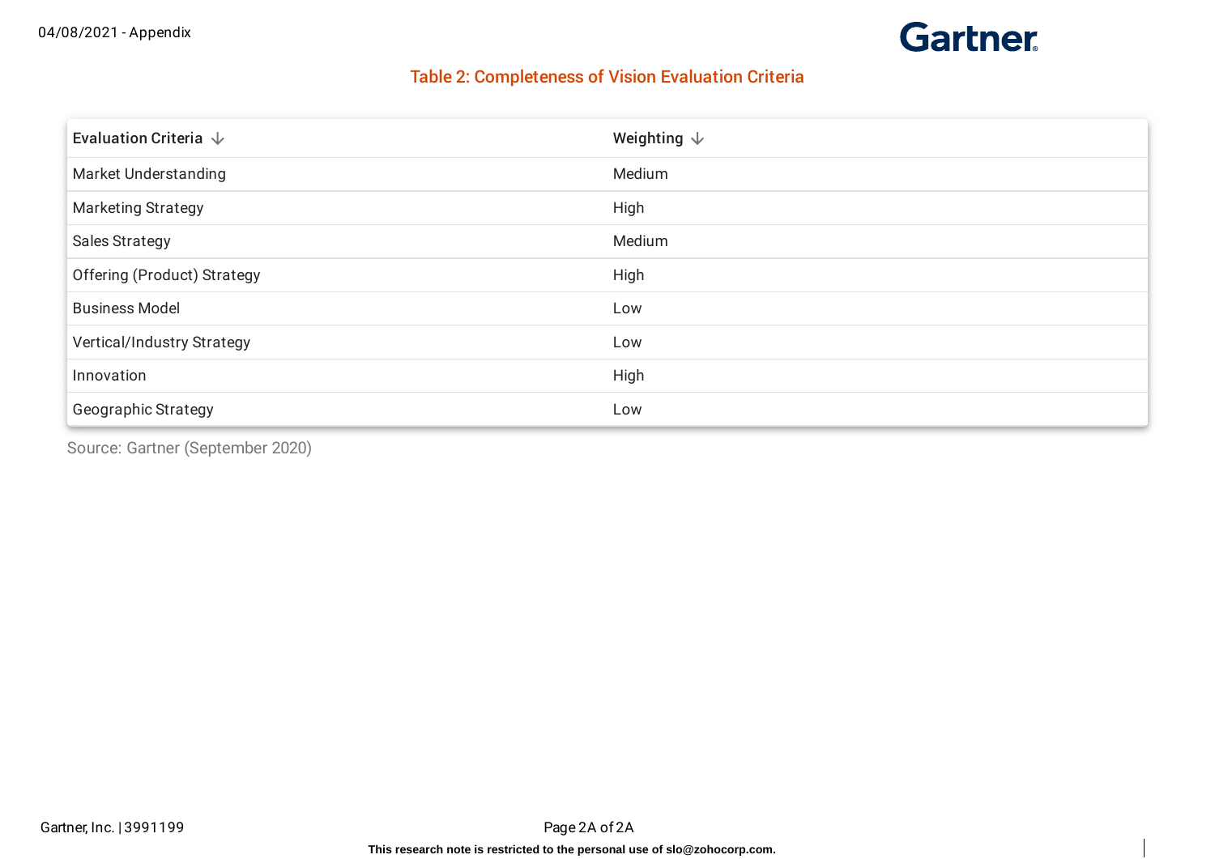### Table 2: Completeness of Vision Evaluation Criteria

| Evaluation Criteria | Weighting |
| --- | --- |
| Market Understanding | Medium |
| Marketing Strategy | High |
| Sales Strategy | Medium |
| Offering (Product) Strategy | High |
| Business Model | Low |
| Vertical/Industry Strategy | Low |
| Innovation | High |
| Geographic Strategy | Low |

Source: Gartner (September 2020)